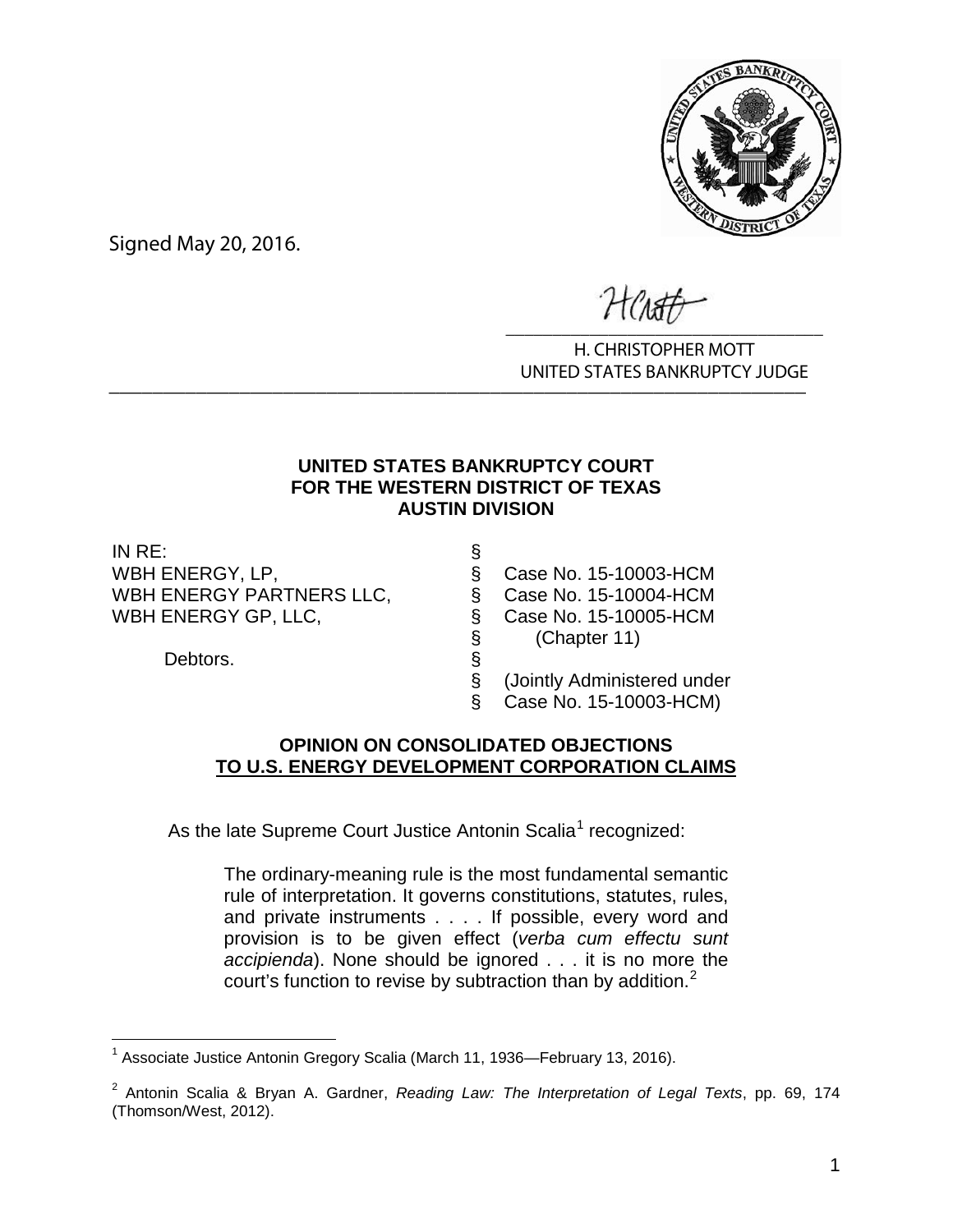Signed May 20, 2016.

H. CHRISTOPHER MOTT
UNITED STATES BANKRUPTCY JUDGE

**UNITED STATES BANKRUPTCY COURT**
**FOR THE WESTERN DISTRICT OF TEXAS**
**AUSTIN DIVISION**

| | | |
|---|---|---|
| IN RE: | § | |
| WBH ENERGY, LP, | § | Case No. 15-10003-HCM |
| WBH ENERGY PARTNERS LLC, | § | Case No. 15-10004-HCM |
| WBH ENERGY GP, LLC, | § | Case No. 15-10005-HCM |
| | § | (Chapter 11) |
| Debtors. | § | |
| | § | (Jointly Administered under |
| | § | Case No. 15-10003-HCM) |

**OPINION ON CONSOLIDATED OBJECTIONS**
**TO U.S. ENERGY DEVELOPMENT CORPORATION CLAIMS**

As the late Supreme Court Justice Antonin Scalia[1] recognized:

> The ordinary-meaning rule is the most fundamental semantic rule of interpretation. It governs constitutions, statutes, rules, and private instruments . . . . If possible, every word and provision is to be given effect (*verba cum effectu sunt accipienda*). None should be ignored . . . it is no more the court's function to revise by subtraction than by addition.[2]

[1] Associate Justice Antonin Gregory Scalia (March 11, 1936—February 13, 2016).

[2] Antonin Scalia & Bryan A. Gardner, *Reading Law: The Interpretation of Legal Texts*, pp. 69, 174 (Thomson/West, 2012).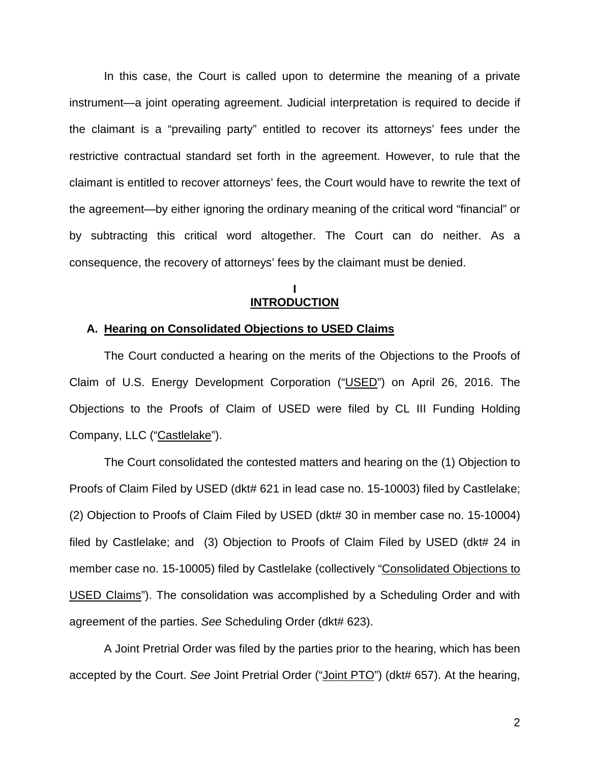In this case, the Court is called upon to determine the meaning of a private instrument—a joint operating agreement. Judicial interpretation is required to decide if the claimant is a "prevailing party" entitled to recover its attorneys' fees under the restrictive contractual standard set forth in the agreement. However, to rule that the claimant is entitled to recover attorneys' fees, the Court would have to rewrite the text of the agreement—by either ignoring the ordinary meaning of the critical word "financial" or by subtracting this critical word altogether. The Court can do neither. As a consequence, the recovery of attorneys' fees by the claimant must be denied.

## I
## INTRODUCTION

### A. Hearing on Consolidated Objections to USED Claims

The Court conducted a hearing on the merits of the Objections to the Proofs of Claim of U.S. Energy Development Corporation ("USED") on April 26, 2016. The Objections to the Proofs of Claim of USED were filed by CL III Funding Holding Company, LLC ("Castlelake").

The Court consolidated the contested matters and hearing on the (1) Objection to Proofs of Claim Filed by USED (dkt# 621 in lead case no. 15-10003) filed by Castlelake; (2) Objection to Proofs of Claim Filed by USED (dkt# 30 in member case no. 15-10004) filed by Castlelake; and (3) Objection to Proofs of Claim Filed by USED (dkt# 24 in member case no. 15-10005) filed by Castlelake (collectively "Consolidated Objections to USED Claims"). The consolidation was accomplished by a Scheduling Order and with agreement of the parties. *See* Scheduling Order (dkt# 623).

A Joint Pretrial Order was filed by the parties prior to the hearing, which has been accepted by the Court. *See* Joint Pretrial Order ("Joint PTO") (dkt# 657). At the hearing,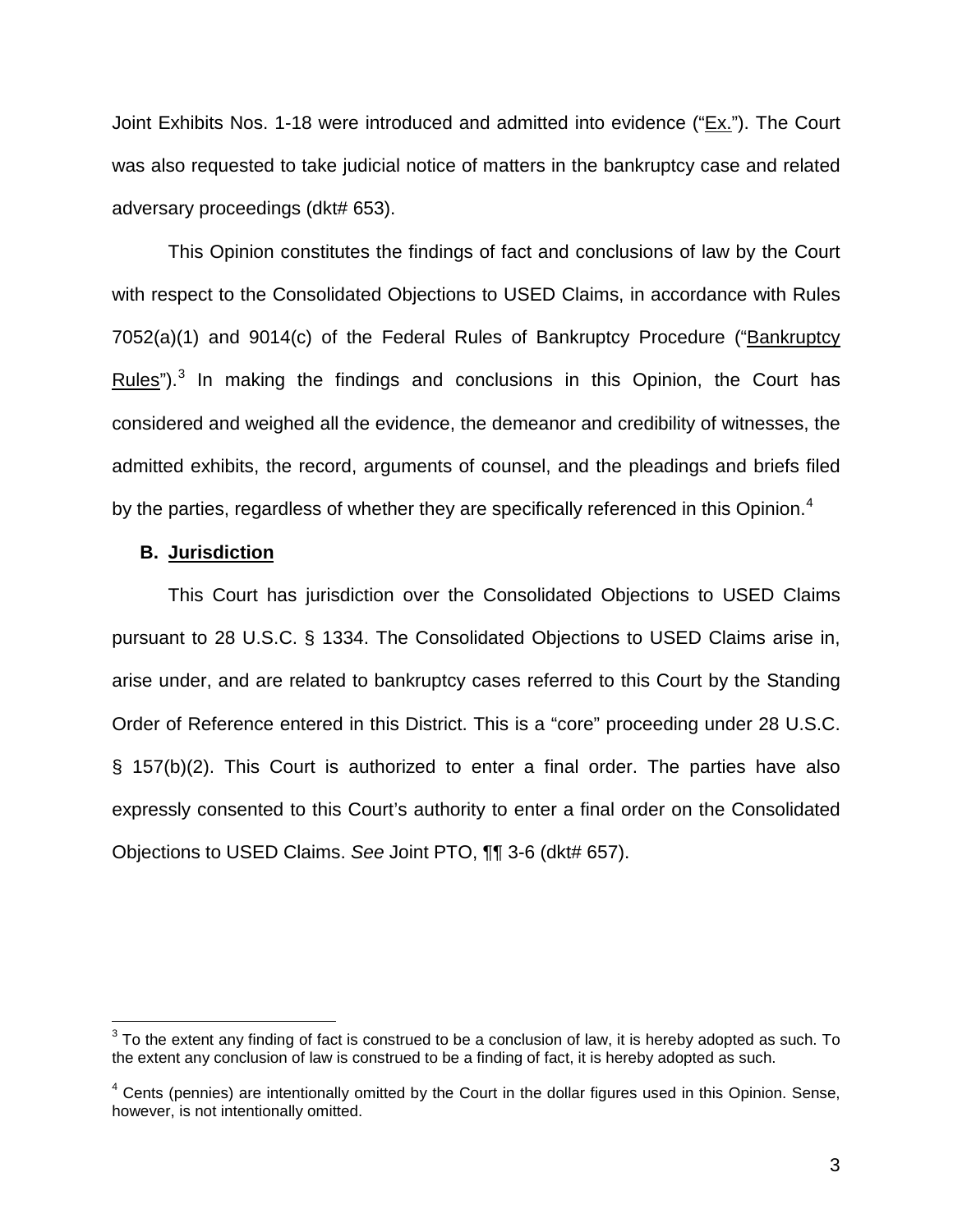Joint Exhibits Nos. 1-18 were introduced and admitted into evidence ("Ex."). The Court was also requested to take judicial notice of matters in the bankruptcy case and related adversary proceedings (dkt# 653).

This Opinion constitutes the findings of fact and conclusions of law by the Court with respect to the Consolidated Objections to USED Claims, in accordance with Rules 7052(a)(1) and 9014(c) of the Federal Rules of Bankruptcy Procedure ("Bankruptcy Rules").[3] In making the findings and conclusions in this Opinion, the Court has considered and weighed all the evidence, the demeanor and credibility of witnesses, the admitted exhibits, the record, arguments of counsel, and the pleadings and briefs filed by the parties, regardless of whether they are specifically referenced in this Opinion.[4]

### B. Jurisdiction

This Court has jurisdiction over the Consolidated Objections to USED Claims pursuant to 28 U.S.C. § 1334. The Consolidated Objections to USED Claims arise in, arise under, and are related to bankruptcy cases referred to this Court by the Standing Order of Reference entered in this District. This is a "core" proceeding under 28 U.S.C. § 157(b)(2). This Court is authorized to enter a final order. The parties have also expressly consented to this Court's authority to enter a final order on the Consolidated Objections to USED Claims. *See* Joint PTO, ¶¶ 3-6 (dkt# 657).

---

[3] To the extent any finding of fact is construed to be a conclusion of law, it is hereby adopted as such. To the extent any conclusion of law is construed to be a finding of fact, it is hereby adopted as such.

[4] Cents (pennies) are intentionally omitted by the Court in the dollar figures used in this Opinion. Sense, however, is not intentionally omitted.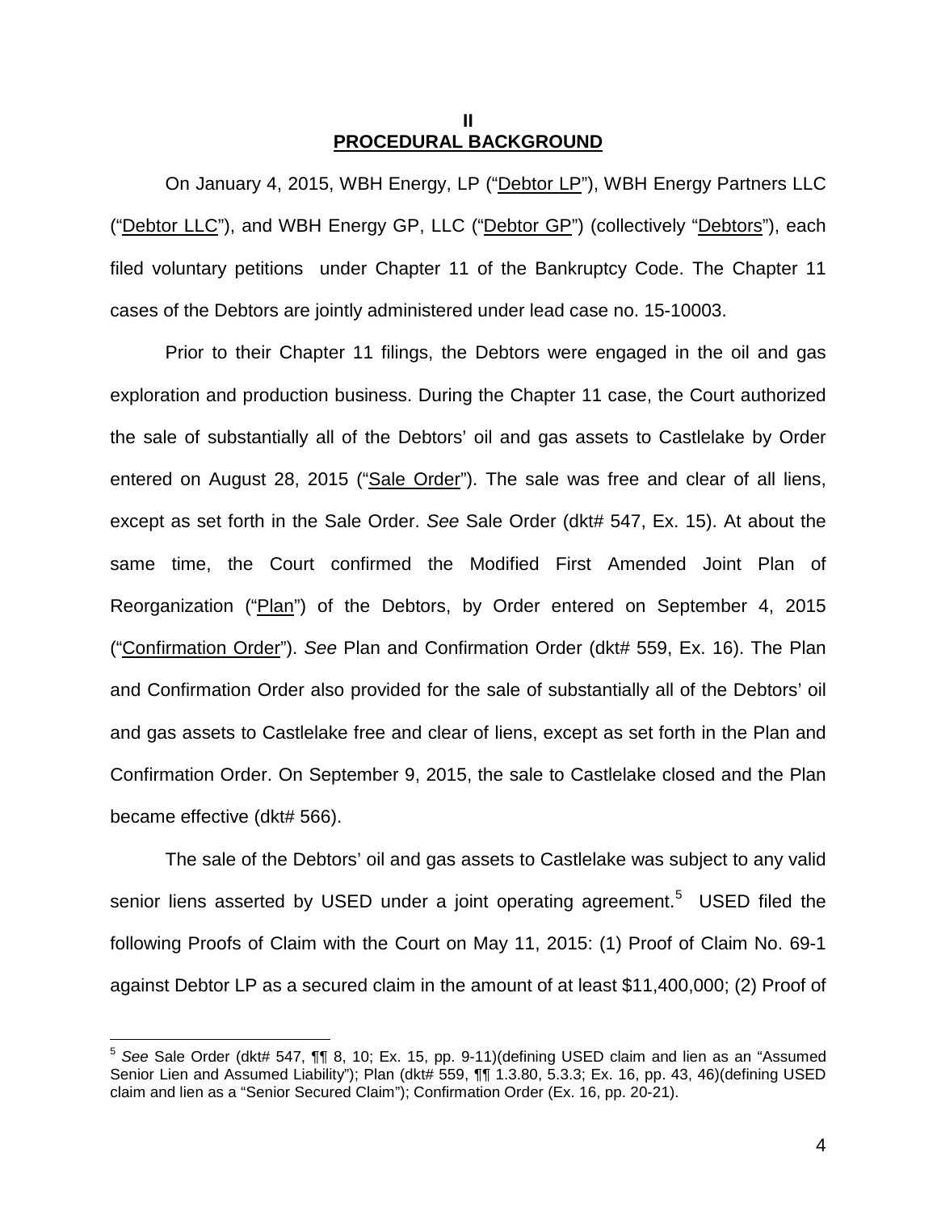## II
## PROCEDURAL BACKGROUND

On January 4, 2015, WBH Energy, LP ("Debtor LP"), WBH Energy Partners LLC ("Debtor LLC"), and WBH Energy GP, LLC ("Debtor GP") (collectively "Debtors"), each filed voluntary petitions under Chapter 11 of the Bankruptcy Code. The Chapter 11 cases of the Debtors are jointly administered under lead case no. 15-10003.

Prior to their Chapter 11 filings, the Debtors were engaged in the oil and gas exploration and production business. During the Chapter 11 case, the Court authorized the sale of substantially all of the Debtors' oil and gas assets to Castlelake by Order entered on August 28, 2015 ("Sale Order"). The sale was free and clear of all liens, except as set forth in the Sale Order. *See* Sale Order (dkt# 547, Ex. 15). At about the same time, the Court confirmed the Modified First Amended Joint Plan of Reorganization ("Plan") of the Debtors, by Order entered on September 4, 2015 ("Confirmation Order"). *See* Plan and Confirmation Order (dkt# 559, Ex. 16). The Plan and Confirmation Order also provided for the sale of substantially all of the Debtors' oil and gas assets to Castlelake free and clear of liens, except as set forth in the Plan and Confirmation Order. On September 9, 2015, the sale to Castlelake closed and the Plan became effective (dkt# 566).

The sale of the Debtors' oil and gas assets to Castlelake was subject to any valid senior liens asserted by USED under a joint operating agreement.[5] USED filed the following Proofs of Claim with the Court on May 11, 2015: (1) Proof of Claim No. 69-1 against Debtor LP as a secured claim in the amount of at least $11,400,000; (2) Proof of

---

[5] *See* Sale Order (dkt# 547, ¶¶ 8, 10; Ex. 15, pp. 9-11)(defining USED claim and lien as an "Assumed Senior Lien and Assumed Liability"); Plan (dkt# 559, ¶¶ 1.3.80, 5.3.3; Ex. 16, pp. 43, 46)(defining USED claim and lien as a "Senior Secured Claim"); Confirmation Order (Ex. 16, pp. 20-21).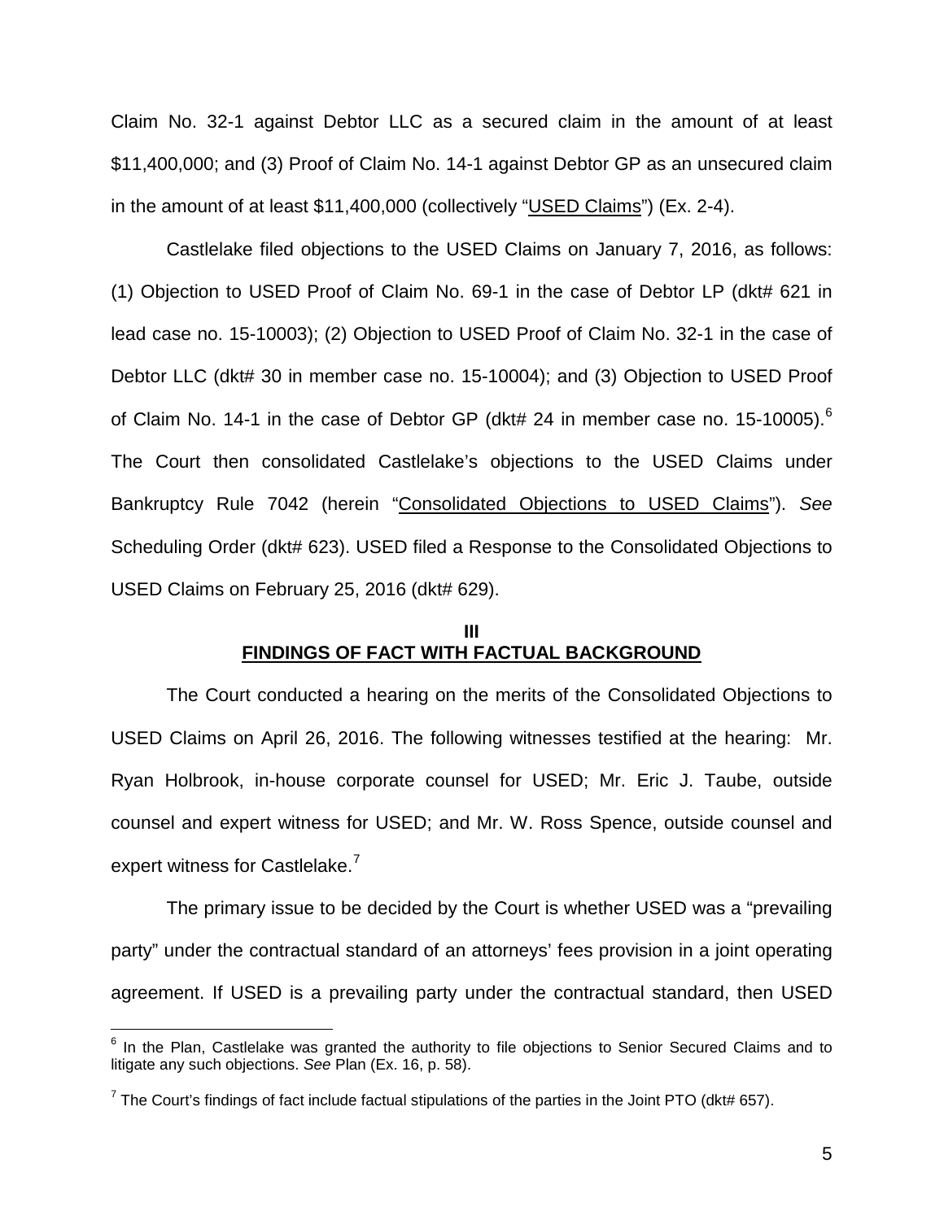Claim No. 32-1 against Debtor LLC as a secured claim in the amount of at least $11,400,000; and (3) Proof of Claim No. 14-1 against Debtor GP as an unsecured claim in the amount of at least $11,400,000 (collectively "USED Claims") (Ex. 2-4).

Castlelake filed objections to the USED Claims on January 7, 2016, as follows: (1) Objection to USED Proof of Claim No. 69-1 in the case of Debtor LP (dkt# 621 in lead case no. 15-10003); (2) Objection to USED Proof of Claim No. 32-1 in the case of Debtor LLC (dkt# 30 in member case no. 15-10004); and (3) Objection to USED Proof of Claim No. 14-1 in the case of Debtor GP (dkt# 24 in member case no. 15-10005).[6] The Court then consolidated Castlelake's objections to the USED Claims under Bankruptcy Rule 7042 (herein "Consolidated Objections to USED Claims"). *See* Scheduling Order (dkt# 623). USED filed a Response to the Consolidated Objections to USED Claims on February 25, 2016 (dkt# 629).

## III
## FINDINGS OF FACT WITH FACTUAL BACKGROUND

The Court conducted a hearing on the merits of the Consolidated Objections to USED Claims on April 26, 2016. The following witnesses testified at the hearing: Mr. Ryan Holbrook, in-house corporate counsel for USED; Mr. Eric J. Taube, outside counsel and expert witness for USED; and Mr. W. Ross Spence, outside counsel and expert witness for Castlelake.[7]

The primary issue to be decided by the Court is whether USED was a "prevailing party" under the contractual standard of an attorneys' fees provision in a joint operating agreement. If USED is a prevailing party under the contractual standard, then USED

---

[6] In the Plan, Castlelake was granted the authority to file objections to Senior Secured Claims and to litigate any such objections. *See* Plan (Ex. 16, p. 58).

[7] The Court's findings of fact include factual stipulations of the parties in the Joint PTO (dkt# 657).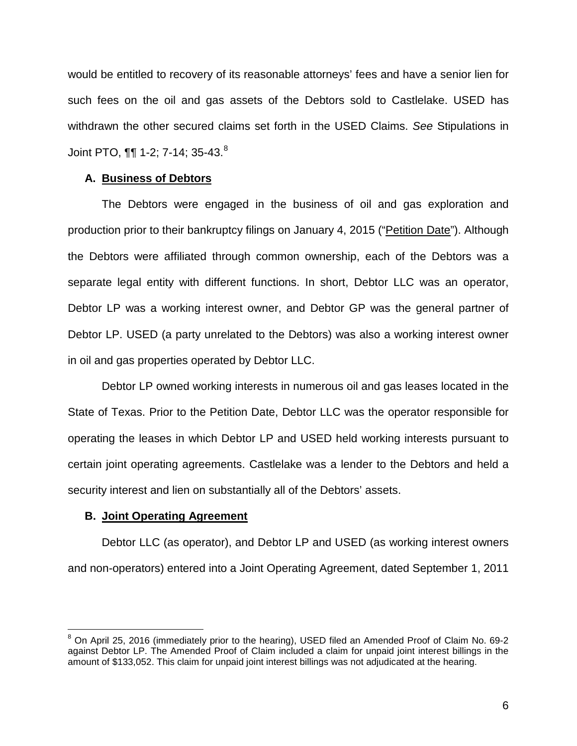would be entitled to recovery of its reasonable attorneys' fees and have a senior lien for such fees on the oil and gas assets of the Debtors sold to Castlelake. USED has withdrawn the other secured claims set forth in the USED Claims. *See* Stipulations in Joint PTO, ¶¶ 1-2; 7-14; 35-43.[8]

### A. **Business of Debtors**

The Debtors were engaged in the business of oil and gas exploration and production prior to their bankruptcy filings on January 4, 2015 ("Petition Date"). Although the Debtors were affiliated through common ownership, each of the Debtors was a separate legal entity with different functions. In short, Debtor LLC was an operator, Debtor LP was a working interest owner, and Debtor GP was the general partner of Debtor LP. USED (a party unrelated to the Debtors) was also a working interest owner in oil and gas properties operated by Debtor LLC.

Debtor LP owned working interests in numerous oil and gas leases located in the State of Texas. Prior to the Petition Date, Debtor LLC was the operator responsible for operating the leases in which Debtor LP and USED held working interests pursuant to certain joint operating agreements. Castlelake was a lender to the Debtors and held a security interest and lien on substantially all of the Debtors' assets.

### B. **Joint Operating Agreement**

Debtor LLC (as operator), and Debtor LP and USED (as working interest owners and non-operators) entered into a Joint Operating Agreement, dated September 1, 2011

---

[8] On April 25, 2016 (immediately prior to the hearing), USED filed an Amended Proof of Claim No. 69-2 against Debtor LP. The Amended Proof of Claim included a claim for unpaid joint interest billings in the amount of $133,052. This claim for unpaid joint interest billings was not adjudicated at the hearing.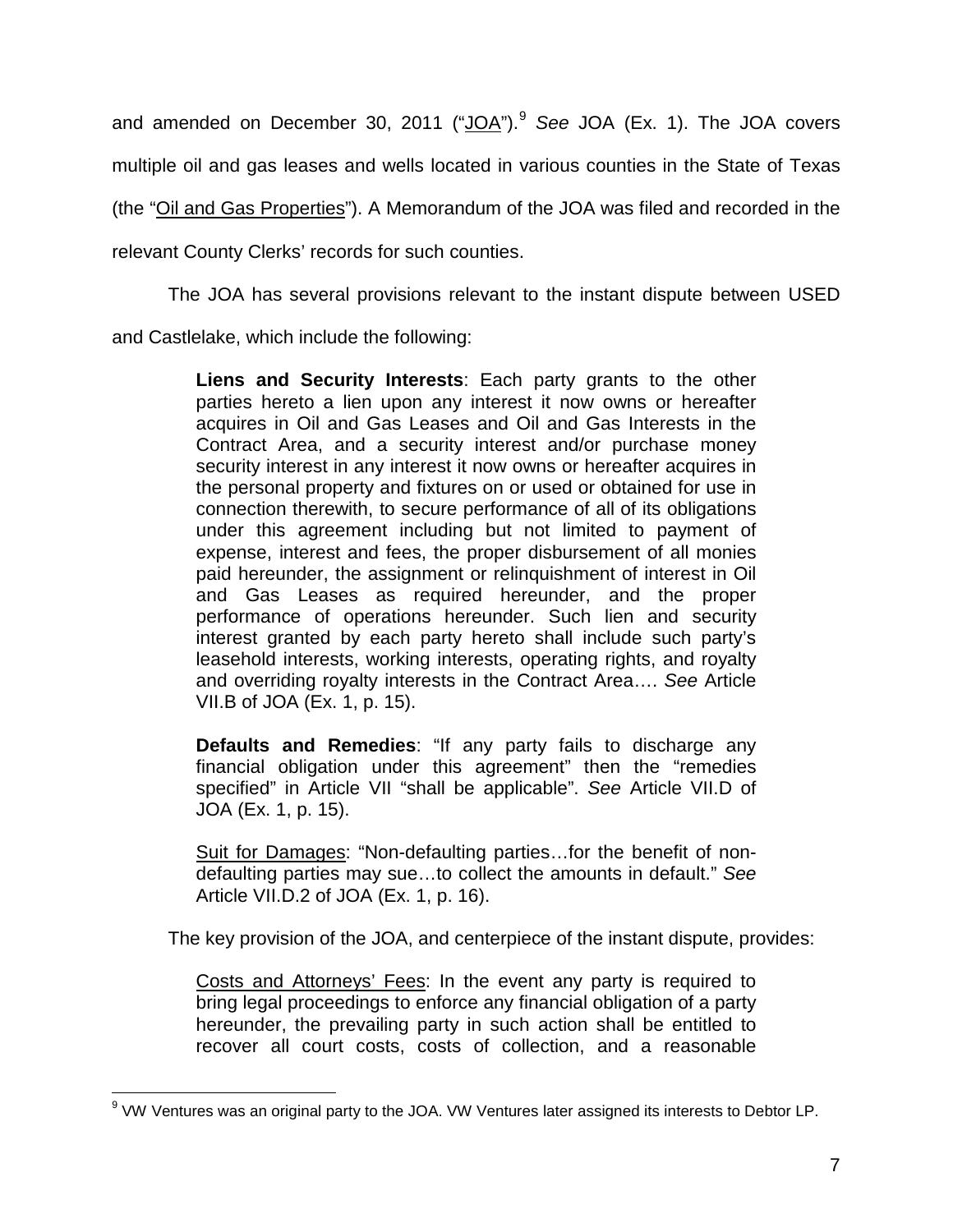and amended on December 30, 2011 ("JOA").[9] *See* JOA (Ex. 1). The JOA covers multiple oil and gas leases and wells located in various counties in the State of Texas (the "Oil and Gas Properties"). A Memorandum of the JOA was filed and recorded in the relevant County Clerks' records for such counties.

The JOA has several provisions relevant to the instant dispute between USED and Castlelake, which include the following:

> **Liens and Security Interests**: Each party grants to the other parties hereto a lien upon any interest it now owns or hereafter acquires in Oil and Gas Leases and Oil and Gas Interests in the Contract Area, and a security interest and/or purchase money security interest in any interest it now owns or hereafter acquires in the personal property and fixtures on or used or obtained for use in connection therewith, to secure performance of all of its obligations under this agreement including but not limited to payment of expense, interest and fees, the proper disbursement of all monies paid hereunder, the assignment or relinquishment of interest in Oil and Gas Leases as required hereunder, and the proper performance of operations hereunder. Such lien and security interest granted by each party hereto shall include such party's leasehold interests, working interests, operating rights, and royalty and overriding royalty interests in the Contract Area…. *See* Article VII.B of JOA (Ex. 1, p. 15).
>
> **Defaults and Remedies**: "If any party fails to discharge any financial obligation under this agreement" then the "remedies specified" in Article VII "shall be applicable". *See* Article VII.D of JOA (Ex. 1, p. 15).
>
> Suit for Damages: "Non-defaulting parties…for the benefit of non-defaulting parties may sue…to collect the amounts in default." *See* Article VII.D.2 of JOA (Ex. 1, p. 16).

The key provision of the JOA, and centerpiece of the instant dispute, provides:

> Costs and Attorneys' Fees: In the event any party is required to bring legal proceedings to enforce any financial obligation of a party hereunder, the prevailing party in such action shall be entitled to recover all court costs, costs of collection, and a reasonable

[9] VW Ventures was an original party to the JOA. VW Ventures later assigned its interests to Debtor LP.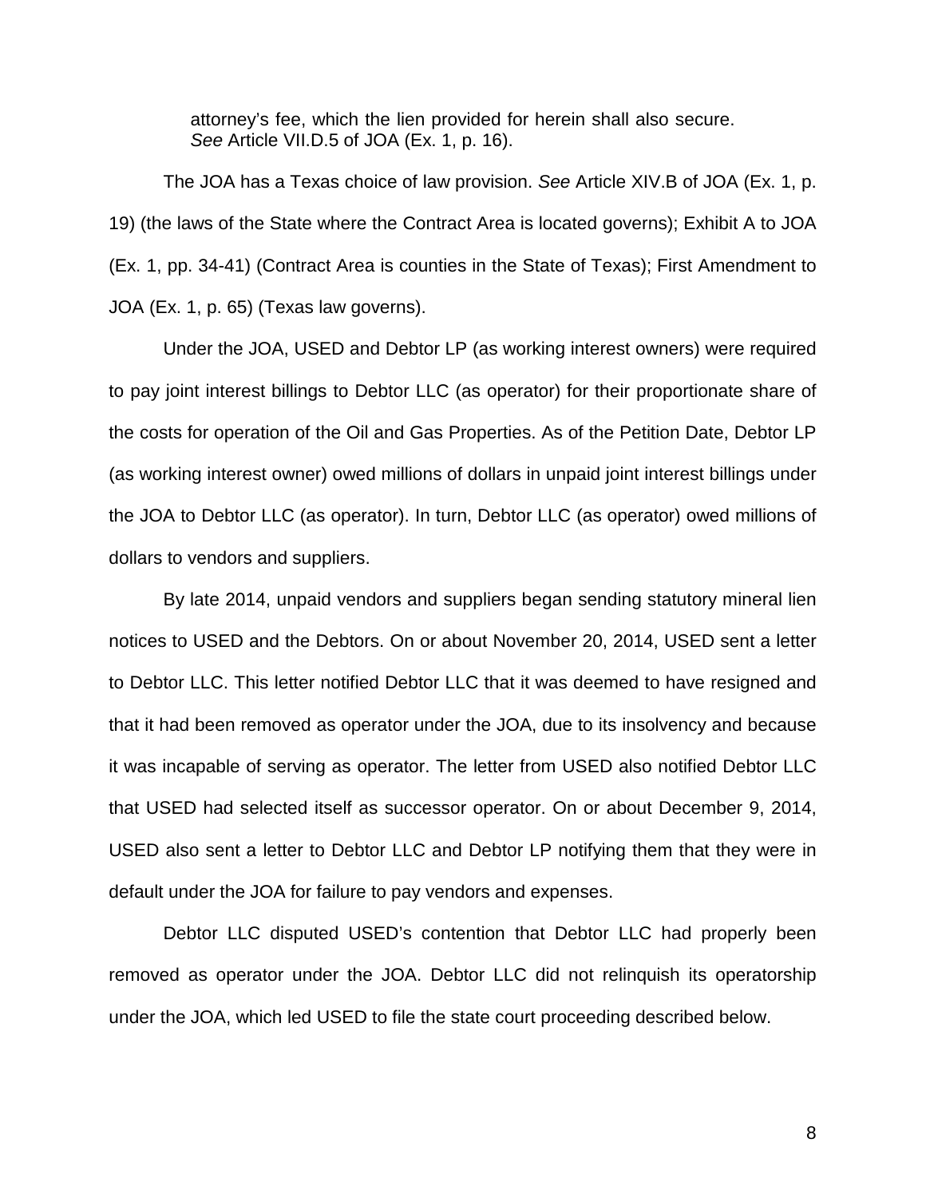> attorney's fee, which the lien provided for herein shall also secure. *See* Article VII.D.5 of JOA (Ex. 1, p. 16).

The JOA has a Texas choice of law provision. *See* Article XIV.B of JOA (Ex. 1, p. 19) (the laws of the State where the Contract Area is located governs); Exhibit A to JOA (Ex. 1, pp. 34-41) (Contract Area is counties in the State of Texas); First Amendment to JOA (Ex. 1, p. 65) (Texas law governs).

Under the JOA, USED and Debtor LP (as working interest owners) were required to pay joint interest billings to Debtor LLC (as operator) for their proportionate share of the costs for operation of the Oil and Gas Properties. As of the Petition Date, Debtor LP (as working interest owner) owed millions of dollars in unpaid joint interest billings under the JOA to Debtor LLC (as operator). In turn, Debtor LLC (as operator) owed millions of dollars to vendors and suppliers.

By late 2014, unpaid vendors and suppliers began sending statutory mineral lien notices to USED and the Debtors. On or about November 20, 2014, USED sent a letter to Debtor LLC. This letter notified Debtor LLC that it was deemed to have resigned and that it had been removed as operator under the JOA, due to its insolvency and because it was incapable of serving as operator. The letter from USED also notified Debtor LLC that USED had selected itself as successor operator. On or about December 9, 2014, USED also sent a letter to Debtor LLC and Debtor LP notifying them that they were in default under the JOA for failure to pay vendors and expenses.

Debtor LLC disputed USED's contention that Debtor LLC had properly been removed as operator under the JOA. Debtor LLC did not relinquish its operatorship under the JOA, which led USED to file the state court proceeding described below.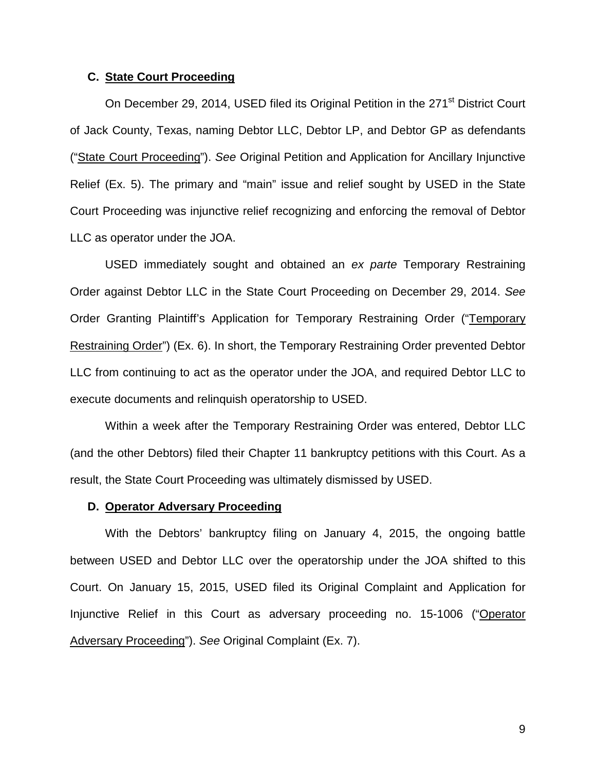### C. <u>State Court Proceeding</u>

On December 29, 2014, USED filed its Original Petition in the 271st District Court of Jack County, Texas, naming Debtor LLC, Debtor LP, and Debtor GP as defendants ("<u>State Court Proceeding</u>"). *See* Original Petition and Application for Ancillary Injunctive Relief (Ex. 5). The primary and "main" issue and relief sought by USED in the State Court Proceeding was injunctive relief recognizing and enforcing the removal of Debtor LLC as operator under the JOA.

USED immediately sought and obtained an *ex parte* Temporary Restraining Order against Debtor LLC in the State Court Proceeding on December 29, 2014. *See* Order Granting Plaintiff's Application for Temporary Restraining Order ("<u>Temporary Restraining Order</u>") (Ex. 6). In short, the Temporary Restraining Order prevented Debtor LLC from continuing to act as the operator under the JOA, and required Debtor LLC to execute documents and relinquish operatorship to USED.

Within a week after the Temporary Restraining Order was entered, Debtor LLC (and the other Debtors) filed their Chapter 11 bankruptcy petitions with this Court. As a result, the State Court Proceeding was ultimately dismissed by USED.

### D. <u>Operator Adversary Proceeding</u>

With the Debtors' bankruptcy filing on January 4, 2015, the ongoing battle between USED and Debtor LLC over the operatorship under the JOA shifted to this Court. On January 15, 2015, USED filed its Original Complaint and Application for Injunctive Relief in this Court as adversary proceeding no. 15-1006 ("<u>Operator Adversary Proceeding</u>"). *See* Original Complaint (Ex. 7).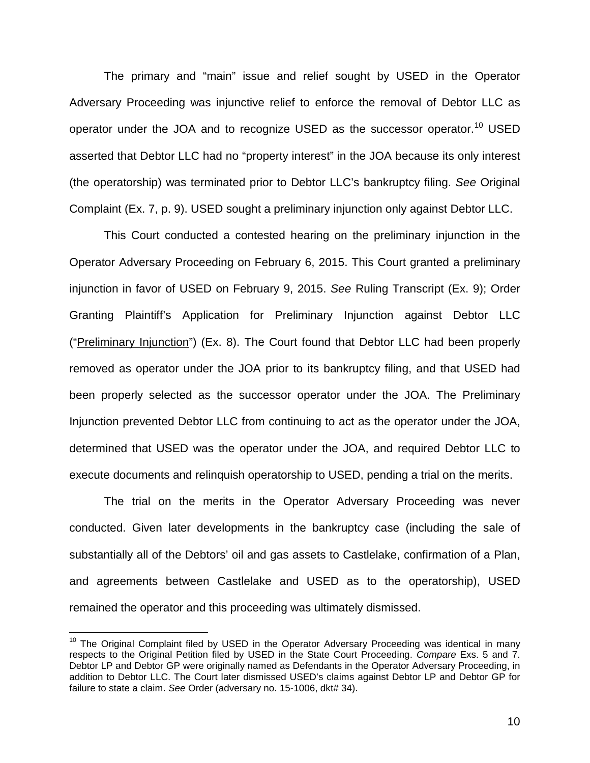The primary and "main" issue and relief sought by USED in the Operator Adversary Proceeding was injunctive relief to enforce the removal of Debtor LLC as operator under the JOA and to recognize USED as the successor operator.[10] USED asserted that Debtor LLC had no "property interest" in the JOA because its only interest (the operatorship) was terminated prior to Debtor LLC's bankruptcy filing. *See* Original Complaint (Ex. 7, p. 9). USED sought a preliminary injunction only against Debtor LLC.

This Court conducted a contested hearing on the preliminary injunction in the Operator Adversary Proceeding on February 6, 2015. This Court granted a preliminary injunction in favor of USED on February 9, 2015. *See* Ruling Transcript (Ex. 9); Order Granting Plaintiff's Application for Preliminary Injunction against Debtor LLC ("Preliminary Injunction") (Ex. 8). The Court found that Debtor LLC had been properly removed as operator under the JOA prior to its bankruptcy filing, and that USED had been properly selected as the successor operator under the JOA. The Preliminary Injunction prevented Debtor LLC from continuing to act as the operator under the JOA, determined that USED was the operator under the JOA, and required Debtor LLC to execute documents and relinquish operatorship to USED, pending a trial on the merits.

The trial on the merits in the Operator Adversary Proceeding was never conducted. Given later developments in the bankruptcy case (including the sale of substantially all of the Debtors' oil and gas assets to Castlelake, confirmation of a Plan, and agreements between Castlelake and USED as to the operatorship), USED remained the operator and this proceeding was ultimately dismissed.

[10] The Original Complaint filed by USED in the Operator Adversary Proceeding was identical in many respects to the Original Petition filed by USED in the State Court Proceeding. *Compare* Exs. 5 and 7. Debtor LP and Debtor GP were originally named as Defendants in the Operator Adversary Proceeding, in addition to Debtor LLC. The Court later dismissed USED's claims against Debtor LP and Debtor GP for failure to state a claim. *See* Order (adversary no. 15-1006, dkt# 34).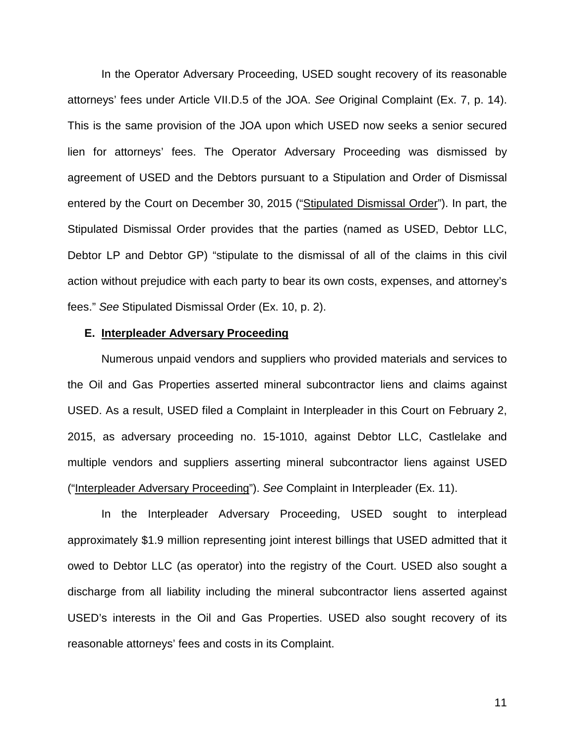In the Operator Adversary Proceeding, USED sought recovery of its reasonable attorneys' fees under Article VII.D.5 of the JOA. *See* Original Complaint (Ex. 7, p. 14). This is the same provision of the JOA upon which USED now seeks a senior secured lien for attorneys' fees. The Operator Adversary Proceeding was dismissed by agreement of USED and the Debtors pursuant to a Stipulation and Order of Dismissal entered by the Court on December 30, 2015 ("<u>Stipulated Dismissal Order</u>"). In part, the Stipulated Dismissal Order provides that the parties (named as USED, Debtor LLC, Debtor LP and Debtor GP) "stipulate to the dismissal of all of the claims in this civil action without prejudice with each party to bear its own costs, expenses, and attorney's fees." *See* Stipulated Dismissal Order (Ex. 10, p. 2).

### E. <u>Interpleader Adversary Proceeding</u>

Numerous unpaid vendors and suppliers who provided materials and services to the Oil and Gas Properties asserted mineral subcontractor liens and claims against USED. As a result, USED filed a Complaint in Interpleader in this Court on February 2, 2015, as adversary proceeding no. 15-1010, against Debtor LLC, Castlelake and multiple vendors and suppliers asserting mineral subcontractor liens against USED ("<u>Interpleader Adversary Proceeding</u>"). *See* Complaint in Interpleader (Ex. 11).

In the Interpleader Adversary Proceeding, USED sought to interplead approximately $1.9 million representing joint interest billings that USED admitted that it owed to Debtor LLC (as operator) into the registry of the Court. USED also sought a discharge from all liability including the mineral subcontractor liens asserted against USED's interests in the Oil and Gas Properties. USED also sought recovery of its reasonable attorneys' fees and costs in its Complaint.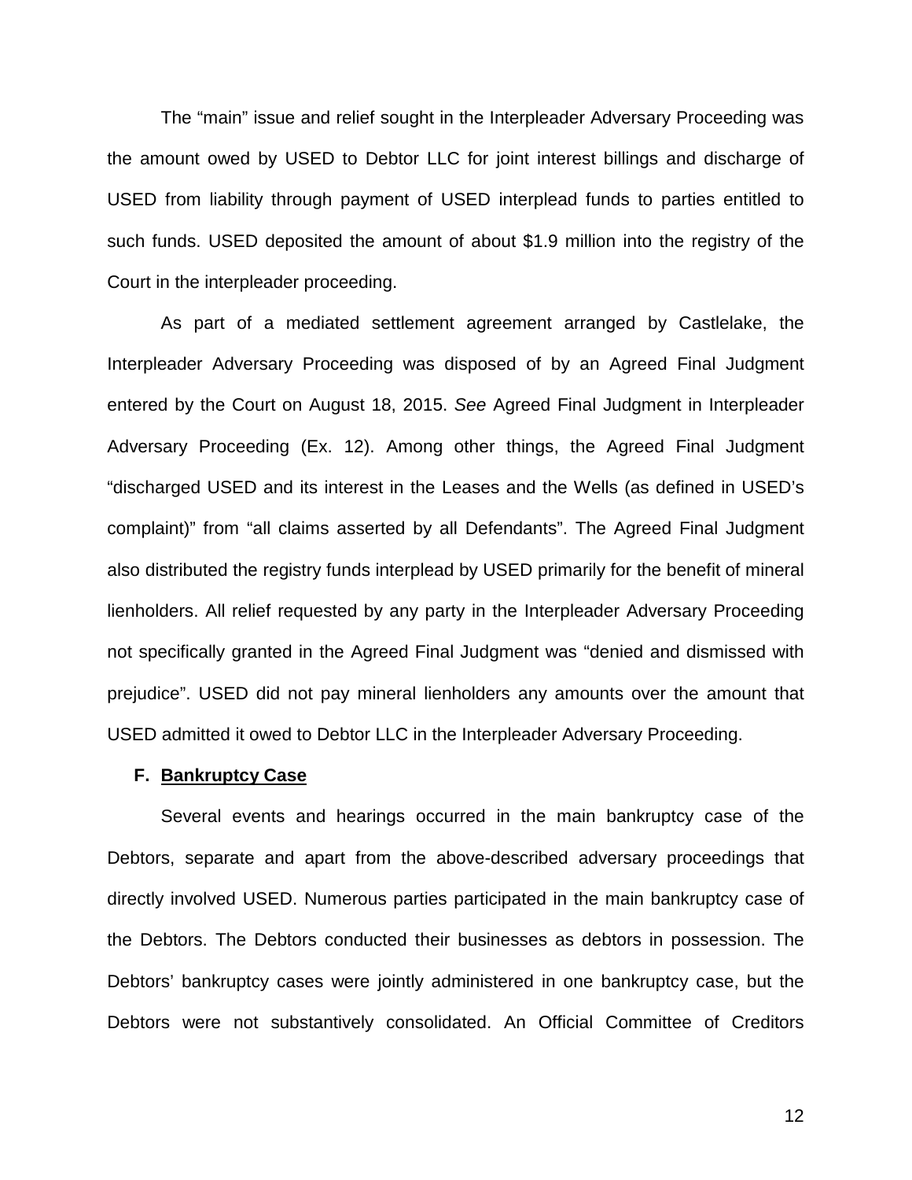The "main" issue and relief sought in the Interpleader Adversary Proceeding was the amount owed by USED to Debtor LLC for joint interest billings and discharge of USED from liability through payment of USED interplead funds to parties entitled to such funds. USED deposited the amount of about $1.9 million into the registry of the Court in the interpleader proceeding.

As part of a mediated settlement agreement arranged by Castlelake, the Interpleader Adversary Proceeding was disposed of by an Agreed Final Judgment entered by the Court on August 18, 2015. *See* Agreed Final Judgment in Interpleader Adversary Proceeding (Ex. 12). Among other things, the Agreed Final Judgment "discharged USED and its interest in the Leases and the Wells (as defined in USED's complaint)" from "all claims asserted by all Defendants". The Agreed Final Judgment also distributed the registry funds interplead by USED primarily for the benefit of mineral lienholders. All relief requested by any party in the Interpleader Adversary Proceeding not specifically granted in the Agreed Final Judgment was "denied and dismissed with prejudice". USED did not pay mineral lienholders any amounts over the amount that USED admitted it owed to Debtor LLC in the Interpleader Adversary Proceeding.

### F. Bankruptcy Case

Several events and hearings occurred in the main bankruptcy case of the Debtors, separate and apart from the above-described adversary proceedings that directly involved USED. Numerous parties participated in the main bankruptcy case of the Debtors. The Debtors conducted their businesses as debtors in possession. The Debtors' bankruptcy cases were jointly administered in one bankruptcy case, but the Debtors were not substantively consolidated. An Official Committee of Creditors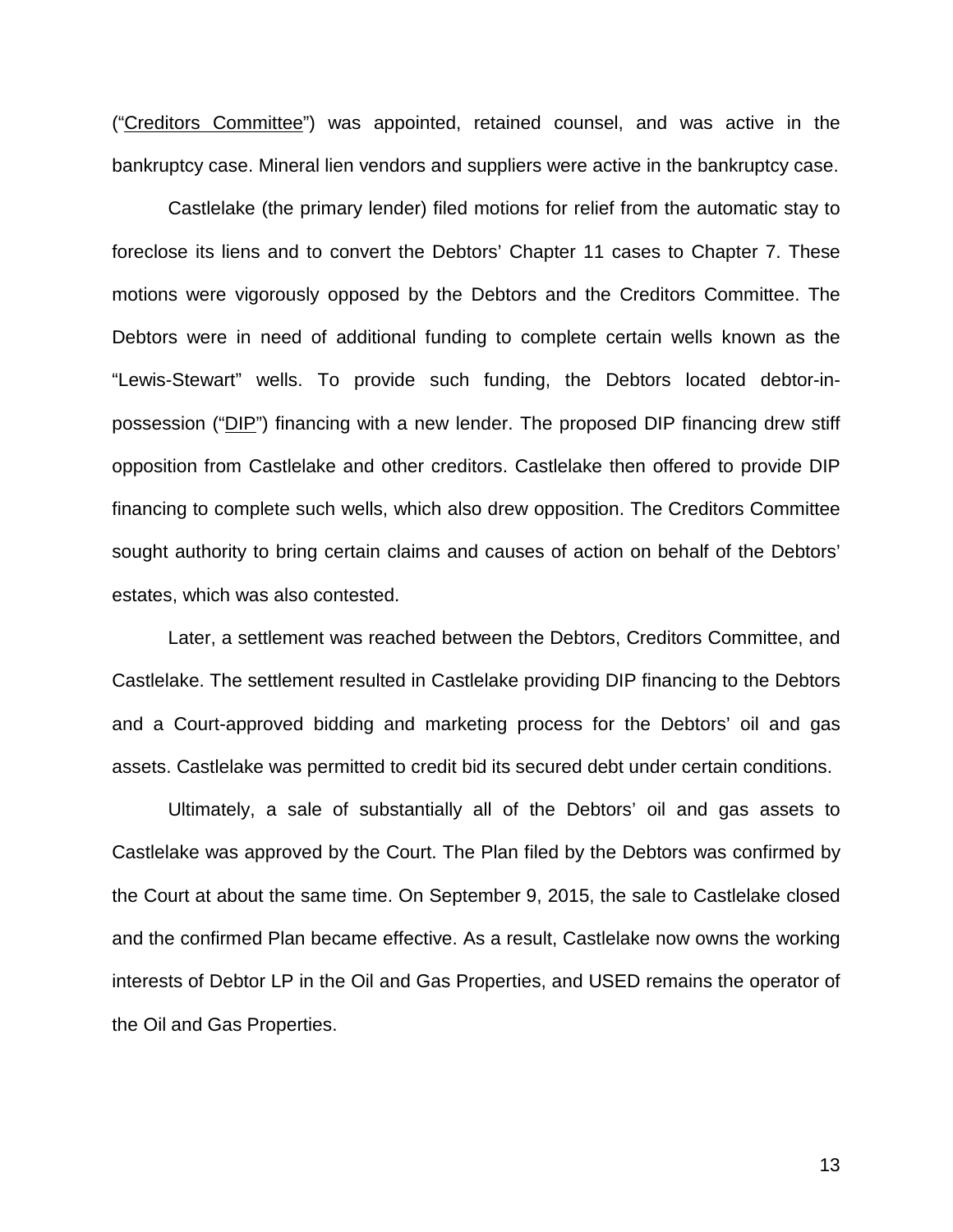("Creditors Committee") was appointed, retained counsel, and was active in the bankruptcy case. Mineral lien vendors and suppliers were active in the bankruptcy case.

Castlelake (the primary lender) filed motions for relief from the automatic stay to foreclose its liens and to convert the Debtors' Chapter 11 cases to Chapter 7. These motions were vigorously opposed by the Debtors and the Creditors Committee. The Debtors were in need of additional funding to complete certain wells known as the "Lewis-Stewart" wells. To provide such funding, the Debtors located debtor-in-possession ("DIP") financing with a new lender. The proposed DIP financing drew stiff opposition from Castlelake and other creditors. Castlelake then offered to provide DIP financing to complete such wells, which also drew opposition. The Creditors Committee sought authority to bring certain claims and causes of action on behalf of the Debtors' estates, which was also contested.

Later, a settlement was reached between the Debtors, Creditors Committee, and Castlelake. The settlement resulted in Castlelake providing DIP financing to the Debtors and a Court-approved bidding and marketing process for the Debtors' oil and gas assets. Castlelake was permitted to credit bid its secured debt under certain conditions.

Ultimately, a sale of substantially all of the Debtors' oil and gas assets to Castlelake was approved by the Court. The Plan filed by the Debtors was confirmed by the Court at about the same time. On September 9, 2015, the sale to Castlelake closed and the confirmed Plan became effective. As a result, Castlelake now owns the working interests of Debtor LP in the Oil and Gas Properties, and USED remains the operator of the Oil and Gas Properties.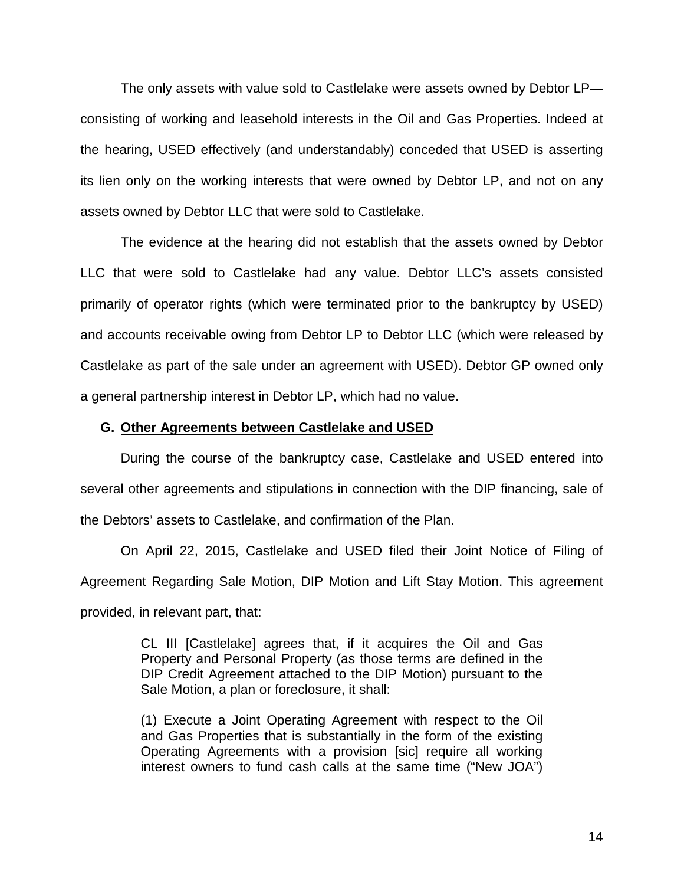The only assets with value sold to Castlelake were assets owned by Debtor LP—consisting of working and leasehold interests in the Oil and Gas Properties. Indeed at the hearing, USED effectively (and understandably) conceded that USED is asserting its lien only on the working interests that were owned by Debtor LP, and not on any assets owned by Debtor LLC that were sold to Castlelake.

The evidence at the hearing did not establish that the assets owned by Debtor LLC that were sold to Castlelake had any value. Debtor LLC's assets consisted primarily of operator rights (which were terminated prior to the bankruptcy by USED) and accounts receivable owing from Debtor LP to Debtor LLC (which were released by Castlelake as part of the sale under an agreement with USED). Debtor GP owned only a general partnership interest in Debtor LP, which had no value.

### G. Other Agreements between Castlelake and USED

During the course of the bankruptcy case, Castlelake and USED entered into several other agreements and stipulations in connection with the DIP financing, sale of the Debtors' assets to Castlelake, and confirmation of the Plan.

On April 22, 2015, Castlelake and USED filed their Joint Notice of Filing of Agreement Regarding Sale Motion, DIP Motion and Lift Stay Motion. This agreement provided, in relevant part, that:

> CL III [Castlelake] agrees that, if it acquires the Oil and Gas Property and Personal Property (as those terms are defined in the DIP Credit Agreement attached to the DIP Motion) pursuant to the Sale Motion, a plan or foreclosure, it shall:
>
> (1) Execute a Joint Operating Agreement with respect to the Oil and Gas Properties that is substantially in the form of the existing Operating Agreements with a provision [sic] require all working interest owners to fund cash calls at the same time ("New JOA")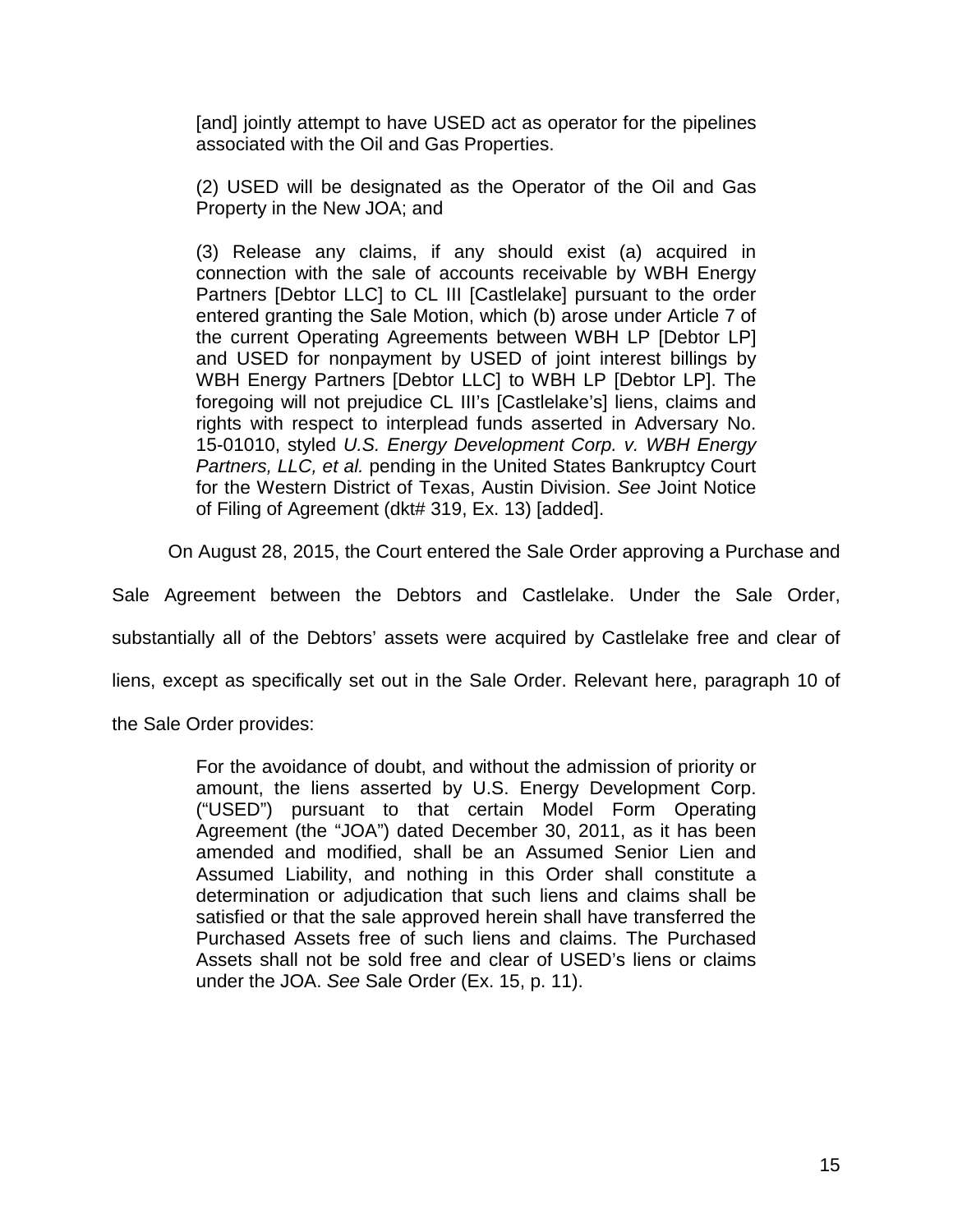> [and] jointly attempt to have USED act as operator for the pipelines associated with the Oil and Gas Properties.
>
> (2) USED will be designated as the Operator of the Oil and Gas Property in the New JOA; and
>
> (3) Release any claims, if any should exist (a) acquired in connection with the sale of accounts receivable by WBH Energy Partners [Debtor LLC] to CL III [Castlelake] pursuant to the order entered granting the Sale Motion, which (b) arose under Article 7 of the current Operating Agreements between WBH LP [Debtor LP] and USED for nonpayment by USED of joint interest billings by WBH Energy Partners [Debtor LLC] to WBH LP [Debtor LP]. The foregoing will not prejudice CL III's [Castlelake's] liens, claims and rights with respect to interplead funds asserted in Adversary No. 15-01010, styled *U.S. Energy Development Corp. v. WBH Energy Partners, LLC, et al.* pending in the United States Bankruptcy Court for the Western District of Texas, Austin Division. *See* Joint Notice of Filing of Agreement (dkt# 319, Ex. 13) [added].

On August 28, 2015, the Court entered the Sale Order approving a Purchase and Sale Agreement between the Debtors and Castlelake. Under the Sale Order, substantially all of the Debtors' assets were acquired by Castlelake free and clear of liens, except as specifically set out in the Sale Order. Relevant here, paragraph 10 of the Sale Order provides:

> For the avoidance of doubt, and without the admission of priority or amount, the liens asserted by U.S. Energy Development Corp. ("USED") pursuant to that certain Model Form Operating Agreement (the "JOA") dated December 30, 2011, as it has been amended and modified, shall be an Assumed Senior Lien and Assumed Liability, and nothing in this Order shall constitute a determination or adjudication that such liens and claims shall be satisfied or that the sale approved herein shall have transferred the Purchased Assets free of such liens and claims. The Purchased Assets shall not be sold free and clear of USED's liens or claims under the JOA. *See* Sale Order (Ex. 15, p. 11).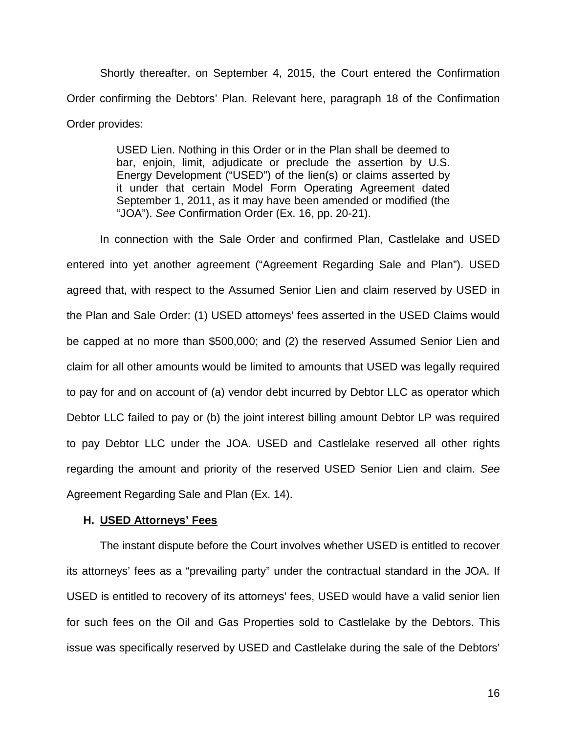Shortly thereafter, on September 4, 2015, the Court entered the Confirmation Order confirming the Debtors' Plan. Relevant here, paragraph 18 of the Confirmation Order provides:

> USED Lien. Nothing in this Order or in the Plan shall be deemed to bar, enjoin, limit, adjudicate or preclude the assertion by U.S. Energy Development ("USED") of the lien(s) or claims asserted by it under that certain Model Form Operating Agreement dated September 1, 2011, as it may have been amended or modified (the "JOA"). *See* Confirmation Order (Ex. 16, pp. 20-21).

In connection with the Sale Order and confirmed Plan, Castlelake and USED entered into yet another agreement ("Agreement Regarding Sale and Plan"). USED agreed that, with respect to the Assumed Senior Lien and claim reserved by USED in the Plan and Sale Order: (1) USED attorneys' fees asserted in the USED Claims would be capped at no more than $500,000; and (2) the reserved Assumed Senior Lien and claim for all other amounts would be limited to amounts that USED was legally required to pay for and on account of (a) vendor debt incurred by Debtor LLC as operator which Debtor LLC failed to pay or (b) the joint interest billing amount Debtor LP was required to pay Debtor LLC under the JOA. USED and Castlelake reserved all other rights regarding the amount and priority of the reserved USED Senior Lien and claim. *See* Agreement Regarding Sale and Plan (Ex. 14).

### H. USED Attorneys' Fees

The instant dispute before the Court involves whether USED is entitled to recover its attorneys' fees as a "prevailing party" under the contractual standard in the JOA. If USED is entitled to recovery of its attorneys' fees, USED would have a valid senior lien for such fees on the Oil and Gas Properties sold to Castlelake by the Debtors. This issue was specifically reserved by USED and Castlelake during the sale of the Debtors'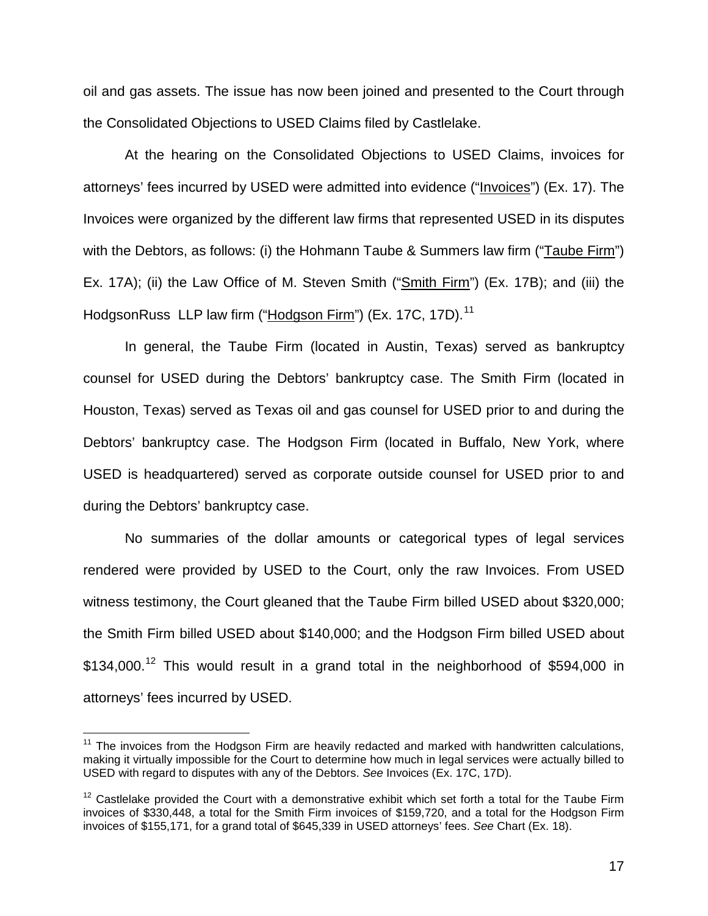oil and gas assets. The issue has now been joined and presented to the Court through the Consolidated Objections to USED Claims filed by Castlelake.

At the hearing on the Consolidated Objections to USED Claims, invoices for attorneys' fees incurred by USED were admitted into evidence ("Invoices") (Ex. 17). The Invoices were organized by the different law firms that represented USED in its disputes with the Debtors, as follows: (i) the Hohmann Taube & Summers law firm ("Taube Firm") Ex. 17A); (ii) the Law Office of M. Steven Smith ("Smith Firm") (Ex. 17B); and (iii) the HodgsonRuss LLP law firm ("Hodgson Firm") (Ex. 17C, 17D).[11]

In general, the Taube Firm (located in Austin, Texas) served as bankruptcy counsel for USED during the Debtors' bankruptcy case. The Smith Firm (located in Houston, Texas) served as Texas oil and gas counsel for USED prior to and during the Debtors' bankruptcy case. The Hodgson Firm (located in Buffalo, New York, where USED is headquartered) served as corporate outside counsel for USED prior to and during the Debtors' bankruptcy case.

No summaries of the dollar amounts or categorical types of legal services rendered were provided by USED to the Court, only the raw Invoices. From USED witness testimony, the Court gleaned that the Taube Firm billed USED about $320,000; the Smith Firm billed USED about $140,000; and the Hodgson Firm billed USED about $134,000.[12] This would result in a grand total in the neighborhood of $594,000 in attorneys' fees incurred by USED.

---

[11] The invoices from the Hodgson Firm are heavily redacted and marked with handwritten calculations, making it virtually impossible for the Court to determine how much in legal services were actually billed to USED with regard to disputes with any of the Debtors. *See* Invoices (Ex. 17C, 17D).

[12] Castlelake provided the Court with a demonstrative exhibit which set forth a total for the Taube Firm invoices of $330,448, a total for the Smith Firm invoices of $159,720, and a total for the Hodgson Firm invoices of $155,171, for a grand total of $645,339 in USED attorneys' fees. *See* Chart (Ex. 18).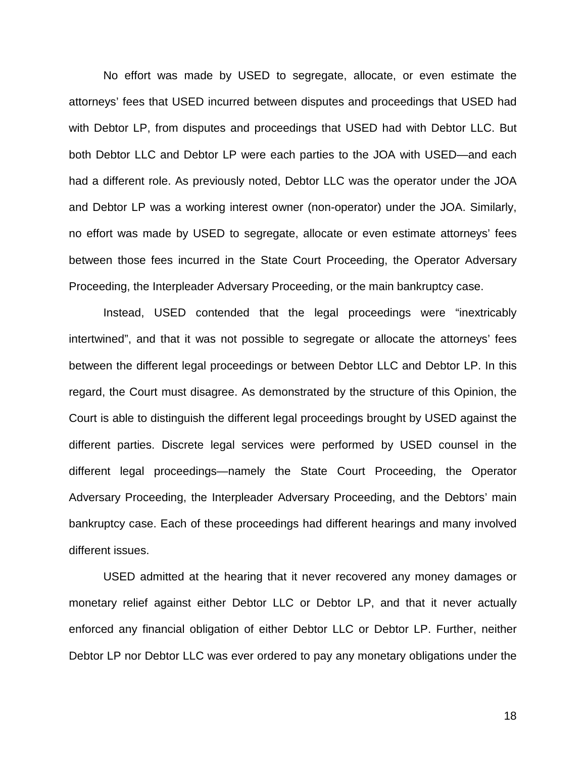No effort was made by USED to segregate, allocate, or even estimate the attorneys' fees that USED incurred between disputes and proceedings that USED had with Debtor LP, from disputes and proceedings that USED had with Debtor LLC. But both Debtor LLC and Debtor LP were each parties to the JOA with USED—and each had a different role. As previously noted, Debtor LLC was the operator under the JOA and Debtor LP was a working interest owner (non-operator) under the JOA. Similarly, no effort was made by USED to segregate, allocate or even estimate attorneys' fees between those fees incurred in the State Court Proceeding, the Operator Adversary Proceeding, the Interpleader Adversary Proceeding, or the main bankruptcy case.

Instead, USED contended that the legal proceedings were "inextricably intertwined", and that it was not possible to segregate or allocate the attorneys' fees between the different legal proceedings or between Debtor LLC and Debtor LP. In this regard, the Court must disagree. As demonstrated by the structure of this Opinion, the Court is able to distinguish the different legal proceedings brought by USED against the different parties. Discrete legal services were performed by USED counsel in the different legal proceedings—namely the State Court Proceeding, the Operator Adversary Proceeding, the Interpleader Adversary Proceeding, and the Debtors' main bankruptcy case. Each of these proceedings had different hearings and many involved different issues.

USED admitted at the hearing that it never recovered any money damages or monetary relief against either Debtor LLC or Debtor LP, and that it never actually enforced any financial obligation of either Debtor LLC or Debtor LP. Further, neither Debtor LP nor Debtor LLC was ever ordered to pay any monetary obligations under the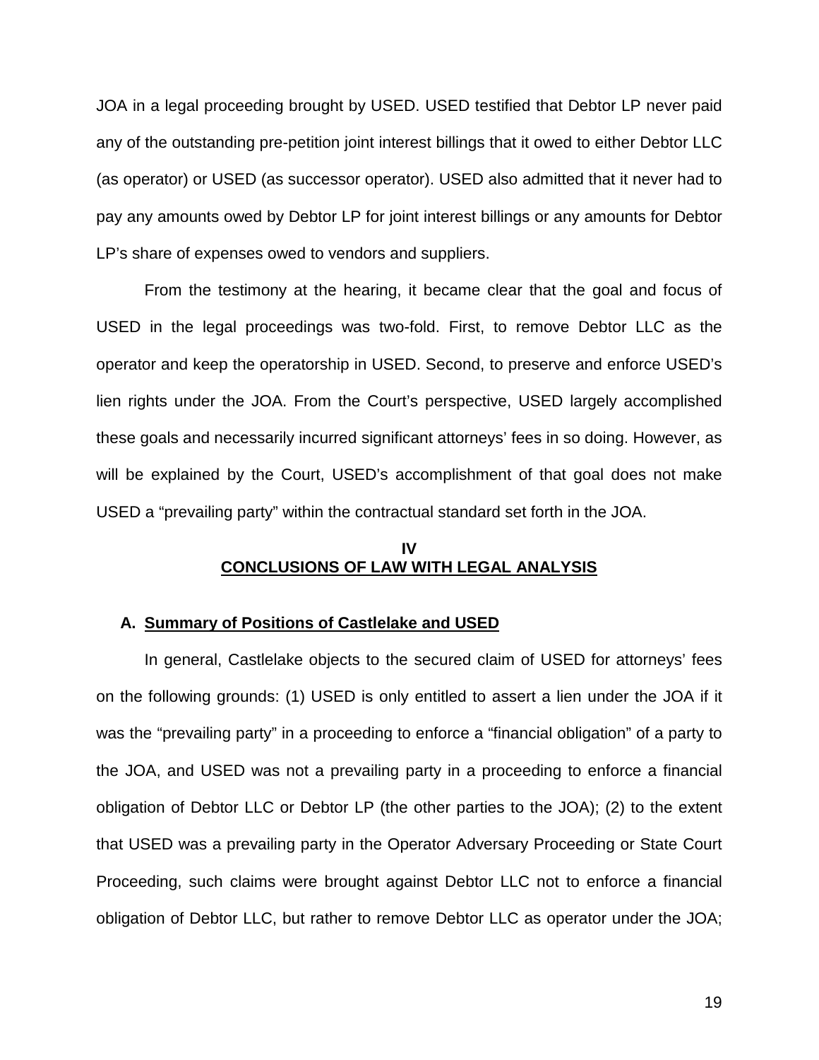JOA in a legal proceeding brought by USED. USED testified that Debtor LP never paid any of the outstanding pre-petition joint interest billings that it owed to either Debtor LLC (as operator) or USED (as successor operator). USED also admitted that it never had to pay any amounts owed by Debtor LP for joint interest billings or any amounts for Debtor LP's share of expenses owed to vendors and suppliers.

From the testimony at the hearing, it became clear that the goal and focus of USED in the legal proceedings was two-fold. First, to remove Debtor LLC as the operator and keep the operatorship in USED. Second, to preserve and enforce USED's lien rights under the JOA. From the Court's perspective, USED largely accomplished these goals and necessarily incurred significant attorneys' fees in so doing. However, as will be explained by the Court, USED's accomplishment of that goal does not make USED a "prevailing party" within the contractual standard set forth in the JOA.

## IV
## CONCLUSIONS OF LAW WITH LEGAL ANALYSIS

### A. Summary of Positions of Castlelake and USED

In general, Castlelake objects to the secured claim of USED for attorneys' fees on the following grounds: (1) USED is only entitled to assert a lien under the JOA if it was the "prevailing party" in a proceeding to enforce a "financial obligation" of a party to the JOA, and USED was not a prevailing party in a proceeding to enforce a financial obligation of Debtor LLC or Debtor LP (the other parties to the JOA); (2) to the extent that USED was a prevailing party in the Operator Adversary Proceeding or State Court Proceeding, such claims were brought against Debtor LLC not to enforce a financial obligation of Debtor LLC, but rather to remove Debtor LLC as operator under the JOA;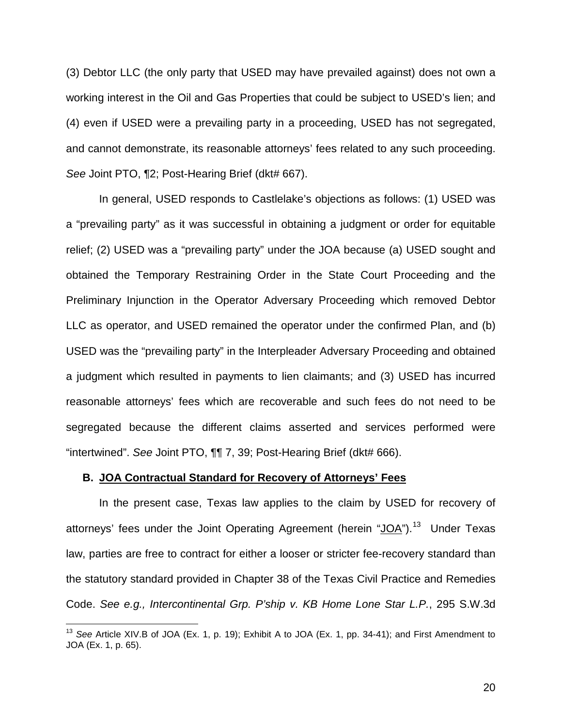(3) Debtor LLC (the only party that USED may have prevailed against) does not own a working interest in the Oil and Gas Properties that could be subject to USED's lien; and (4) even if USED were a prevailing party in a proceeding, USED has not segregated, and cannot demonstrate, its reasonable attorneys' fees related to any such proceeding. *See* Joint PTO, ¶2; Post-Hearing Brief (dkt# 667).

In general, USED responds to Castlelake's objections as follows: (1) USED was a "prevailing party" as it was successful in obtaining a judgment or order for equitable relief; (2) USED was a "prevailing party" under the JOA because (a) USED sought and obtained the Temporary Restraining Order in the State Court Proceeding and the Preliminary Injunction in the Operator Adversary Proceeding which removed Debtor LLC as operator, and USED remained the operator under the confirmed Plan, and (b) USED was the "prevailing party" in the Interpleader Adversary Proceeding and obtained a judgment which resulted in payments to lien claimants; and (3) USED has incurred reasonable attorneys' fees which are recoverable and such fees do not need to be segregated because the different claims asserted and services performed were "intertwined". *See* Joint PTO, ¶¶ 7, 39; Post-Hearing Brief (dkt# 666).

### B. JOA Contractual Standard for Recovery of Attorneys' Fees

In the present case, Texas law applies to the claim by USED for recovery of attorneys' fees under the Joint Operating Agreement (herein "JOA").[13] Under Texas law, parties are free to contract for either a looser or stricter fee-recovery standard than the statutory standard provided in Chapter 38 of the Texas Civil Practice and Remedies Code. *See e.g., Intercontinental Grp. P'ship v. KB Home Lone Star L.P.*, 295 S.W.3d

[13] *See* Article XIV.B of JOA (Ex. 1, p. 19); Exhibit A to JOA (Ex. 1, pp. 34-41); and First Amendment to JOA (Ex. 1, p. 65).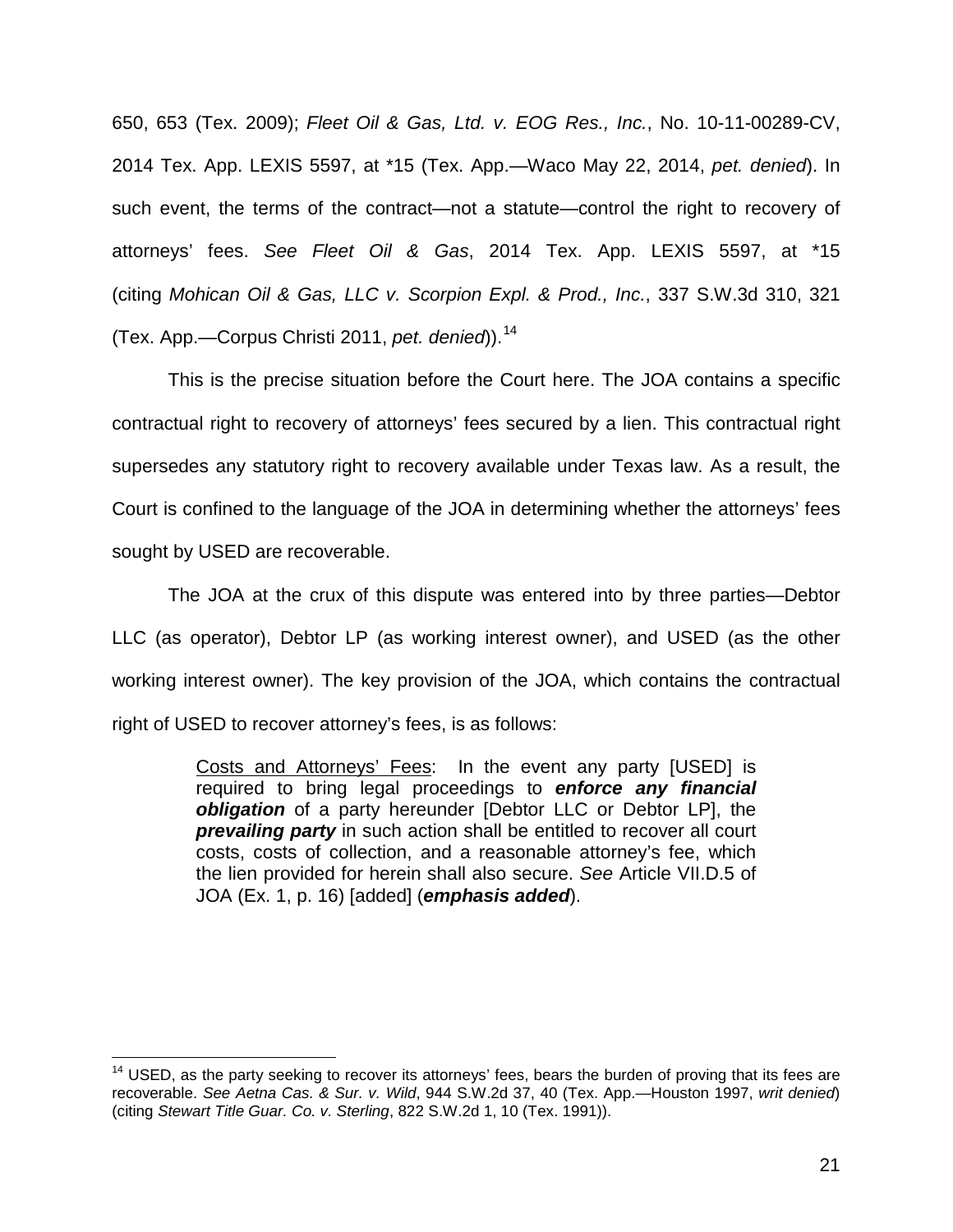650, 653 (Tex. 2009); *Fleet Oil & Gas, Ltd. v. EOG Res., Inc.*, No. 10-11-00289-CV, 2014 Tex. App. LEXIS 5597, at *15 (Tex. App.—Waco May 22, 2014, *pet. denied*). In such event, the terms of the contract—not a statute—control the right to recovery of attorneys' fees. *See Fleet Oil & Gas*, 2014 Tex. App. LEXIS 5597, at *15 (citing *Mohican Oil & Gas, LLC v. Scorpion Expl. & Prod., Inc.*, 337 S.W.3d 310, 321 (Tex. App.—Corpus Christi 2011, *pet. denied*)).[14]

This is the precise situation before the Court here. The JOA contains a specific contractual right to recovery of attorneys' fees secured by a lien. This contractual right supersedes any statutory right to recovery available under Texas law. As a result, the Court is confined to the language of the JOA in determining whether the attorneys' fees sought by USED are recoverable.

The JOA at the crux of this dispute was entered into by three parties—Debtor LLC (as operator), Debtor LP (as working interest owner), and USED (as the other working interest owner). The key provision of the JOA, which contains the contractual right of USED to recover attorney's fees, is as follows:

> <u>Costs and Attorneys' Fees</u>: In the event any party [USED] is required to bring legal proceedings to ***enforce any financial obligation*** of a party hereunder [Debtor LLC or Debtor LP], the ***prevailing party*** in such action shall be entitled to recover all court costs, costs of collection, and a reasonable attorney's fee, which the lien provided for herein shall also secure. *See* Article VII.D.5 of JOA (Ex. 1, p. 16) [added] (***emphasis added***).

---

[14] USED, as the party seeking to recover its attorneys' fees, bears the burden of proving that its fees are recoverable. *See Aetna Cas. & Sur. v. Wild*, 944 S.W.2d 37, 40 (Tex. App.—Houston 1997, *writ denied*) (citing *Stewart Title Guar. Co. v. Sterling*, 822 S.W.2d 1, 10 (Tex. 1991)).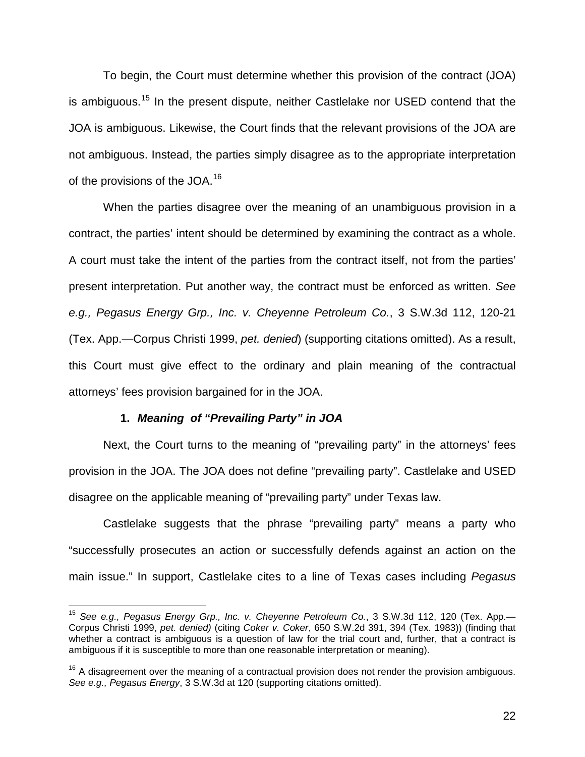To begin, the Court must determine whether this provision of the contract (JOA) is ambiguous.[15] In the present dispute, neither Castlelake nor USED contend that the JOA is ambiguous. Likewise, the Court finds that the relevant provisions of the JOA are not ambiguous. Instead, the parties simply disagree as to the appropriate interpretation of the provisions of the JOA.[16]

When the parties disagree over the meaning of an unambiguous provision in a contract, the parties' intent should be determined by examining the contract as a whole. A court must take the intent of the parties from the contract itself, not from the parties' present interpretation. Put another way, the contract must be enforced as written. *See e.g., Pegasus Energy Grp., Inc. v. Cheyenne Petroleum Co.*, 3 S.W.3d 112, 120-21 (Tex. App.—Corpus Christi 1999, *pet. denied*) (supporting citations omitted). As a result, this Court must give effect to the ordinary and plain meaning of the contractual attorneys' fees provision bargained for in the JOA.

### 1. *Meaning of "Prevailing Party" in JOA*

Next, the Court turns to the meaning of "prevailing party" in the attorneys' fees provision in the JOA. The JOA does not define "prevailing party". Castlelake and USED disagree on the applicable meaning of "prevailing party" under Texas law.

Castlelake suggests that the phrase "prevailing party" means a party who "successfully prosecutes an action or successfully defends against an action on the main issue." In support, Castlelake cites to a line of Texas cases including *Pegasus*

---

[15] *See e.g., Pegasus Energy Grp., Inc. v. Cheyenne Petroleum Co.*, 3 S.W.3d 112, 120 (Tex. App.—Corpus Christi 1999, *pet. denied)* (citing *Coker v. Coker*, 650 S.W.2d 391, 394 (Tex. 1983)) (finding that whether a contract is ambiguous is a question of law for the trial court and, further, that a contract is ambiguous if it is susceptible to more than one reasonable interpretation or meaning).

[16] A disagreement over the meaning of a contractual provision does not render the provision ambiguous. *See e.g., Pegasus Energy*, 3 S.W.3d at 120 (supporting citations omitted).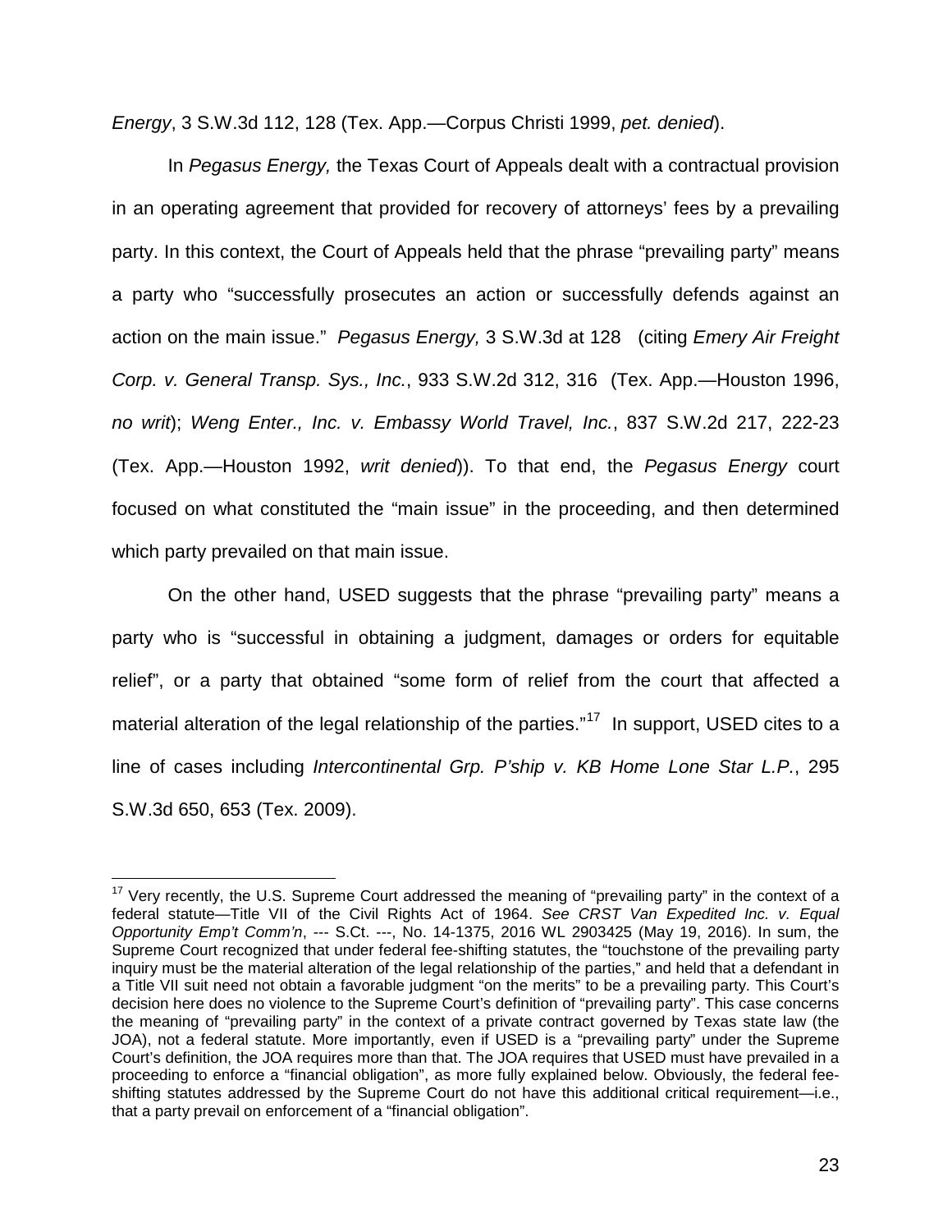*Energy*, 3 S.W.3d 112, 128 (Tex. App.—Corpus Christi 1999, *pet. denied*).

In *Pegasus Energy,* the Texas Court of Appeals dealt with a contractual provision in an operating agreement that provided for recovery of attorneys' fees by a prevailing party. In this context, the Court of Appeals held that the phrase "prevailing party" means a party who "successfully prosecutes an action or successfully defends against an action on the main issue." *Pegasus Energy,* 3 S.W.3d at 128 (citing *Emery Air Freight Corp. v. General Transp. Sys., Inc.*, 933 S.W.2d 312, 316 (Tex. App.—Houston 1996, *no writ*); *Weng Enter., Inc. v. Embassy World Travel, Inc.*, 837 S.W.2d 217, 222-23 (Tex. App.—Houston 1992, *writ denied*)). To that end, the *Pegasus Energy* court focused on what constituted the "main issue" in the proceeding, and then determined which party prevailed on that main issue.

On the other hand, USED suggests that the phrase "prevailing party" means a party who is "successful in obtaining a judgment, damages or orders for equitable relief", or a party that obtained "some form of relief from the court that affected a material alteration of the legal relationship of the parties."[17] In support, USED cites to a line of cases including *Intercontinental Grp. P'ship v. KB Home Lone Star L.P.*, 295 S.W.3d 650, 653 (Tex. 2009).

---

[17] Very recently, the U.S. Supreme Court addressed the meaning of "prevailing party" in the context of a federal statute—Title VII of the Civil Rights Act of 1964. *See CRST Van Expedited Inc. v. Equal Opportunity Emp't Comm'n*, --- S.Ct. ---, No. 14-1375, 2016 WL 2903425 (May 19, 2016). In sum, the Supreme Court recognized that under federal fee-shifting statutes, the "touchstone of the prevailing party inquiry must be the material alteration of the legal relationship of the parties," and held that a defendant in a Title VII suit need not obtain a favorable judgment "on the merits" to be a prevailing party. This Court's decision here does no violence to the Supreme Court's definition of "prevailing party". This case concerns the meaning of "prevailing party" in the context of a private contract governed by Texas state law (the JOA), not a federal statute. More importantly, even if USED is a "prevailing party" under the Supreme Court's definition, the JOA requires more than that. The JOA requires that USED must have prevailed in a proceeding to enforce a "financial obligation", as more fully explained below. Obviously, the federal fee-shifting statutes addressed by the Supreme Court do not have this additional critical requirement—i.e., that a party prevail on enforcement of a "financial obligation".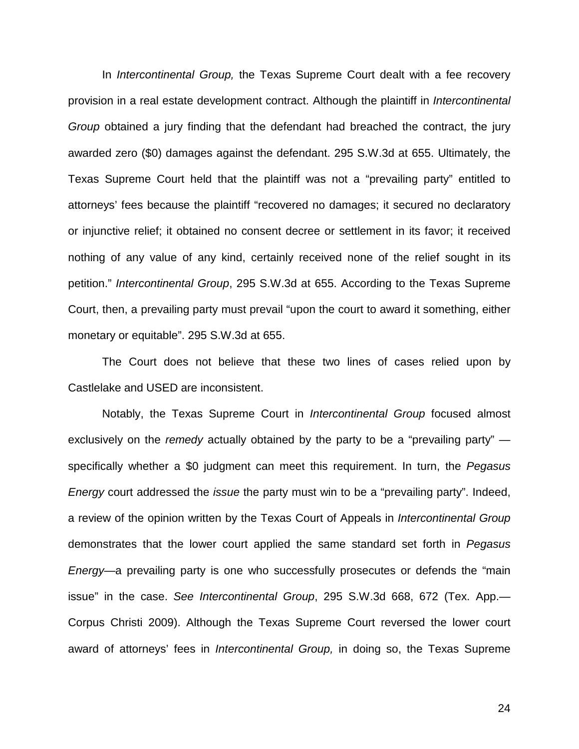In *Intercontinental Group,* the Texas Supreme Court dealt with a fee recovery provision in a real estate development contract. Although the plaintiff in *Intercontinental Group* obtained a jury finding that the defendant had breached the contract, the jury awarded zero ($0) damages against the defendant. 295 S.W.3d at 655. Ultimately, the Texas Supreme Court held that the plaintiff was not a "prevailing party" entitled to attorneys' fees because the plaintiff "recovered no damages; it secured no declaratory or injunctive relief; it obtained no consent decree or settlement in its favor; it received nothing of any value of any kind, certainly received none of the relief sought in its petition." *Intercontinental Group*, 295 S.W.3d at 655. According to the Texas Supreme Court, then, a prevailing party must prevail "upon the court to award it something, either monetary or equitable". 295 S.W.3d at 655.

The Court does not believe that these two lines of cases relied upon by Castlelake and USED are inconsistent.

Notably, the Texas Supreme Court in *Intercontinental Group* focused almost exclusively on the *remedy* actually obtained by the party to be a "prevailing party" — specifically whether a $0 judgment can meet this requirement. In turn, the *Pegasus Energy* court addressed the *issue* the party must win to be a "prevailing party". Indeed, a review of the opinion written by the Texas Court of Appeals in *Intercontinental Group* demonstrates that the lower court applied the same standard set forth in *Pegasus Energy*—a prevailing party is one who successfully prosecutes or defends the "main issue" in the case. *See Intercontinental Group*, 295 S.W.3d 668, 672 (Tex. App.—Corpus Christi 2009). Although the Texas Supreme Court reversed the lower court award of attorneys' fees in *Intercontinental Group,* in doing so, the Texas Supreme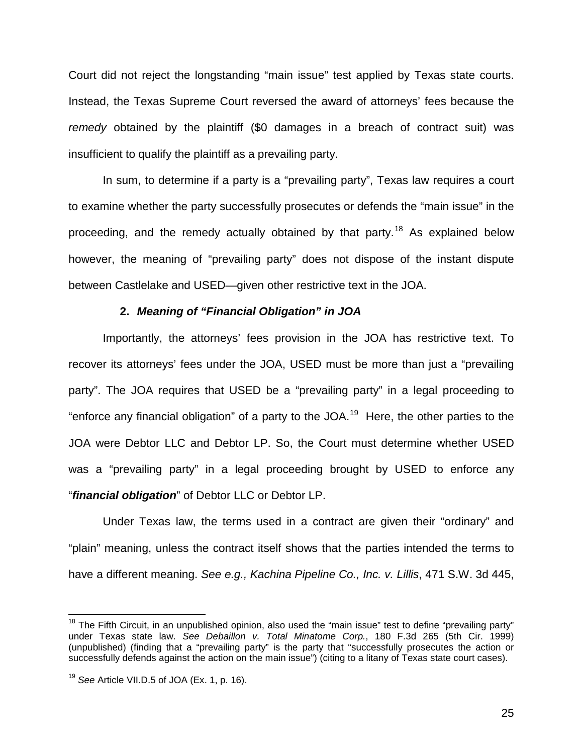Court did not reject the longstanding "main issue" test applied by Texas state courts. Instead, the Texas Supreme Court reversed the award of attorneys' fees because the *remedy* obtained by the plaintiff ($0 damages in a breach of contract suit) was insufficient to qualify the plaintiff as a prevailing party.

In sum, to determine if a party is a "prevailing party", Texas law requires a court to examine whether the party successfully prosecutes or defends the "main issue" in the proceeding, and the remedy actually obtained by that party.[18] As explained below however, the meaning of "prevailing party" does not dispose of the instant dispute between Castlelake and USED—given other restrictive text in the JOA.

### 2. *Meaning of "Financial Obligation" in JOA*

Importantly, the attorneys' fees provision in the JOA has restrictive text. To recover its attorneys' fees under the JOA, USED must be more than just a "prevailing party". The JOA requires that USED be a "prevailing party" in a legal proceeding to "enforce any financial obligation" of a party to the JOA.[19] Here, the other parties to the JOA were Debtor LLC and Debtor LP. So, the Court must determine whether USED was a "prevailing party" in a legal proceeding brought by USED to enforce any "***financial obligation***" of Debtor LLC or Debtor LP.

Under Texas law, the terms used in a contract are given their "ordinary" and "plain" meaning, unless the contract itself shows that the parties intended the terms to have a different meaning. *See e.g., Kachina Pipeline Co., Inc. v. Lillis*, 471 S.W. 3d 445,

---

[18] The Fifth Circuit, in an unpublished opinion, also used the "main issue" test to define "prevailing party" under Texas state law. *See Debaillon v. Total Minatome Corp.*, 180 F.3d 265 (5th Cir. 1999) (unpublished) (finding that a "prevailing party" is the party that "successfully prosecutes the action or successfully defends against the action on the main issue") (citing to a litany of Texas state court cases).

[19] *See* Article VII.D.5 of JOA (Ex. 1, p. 16).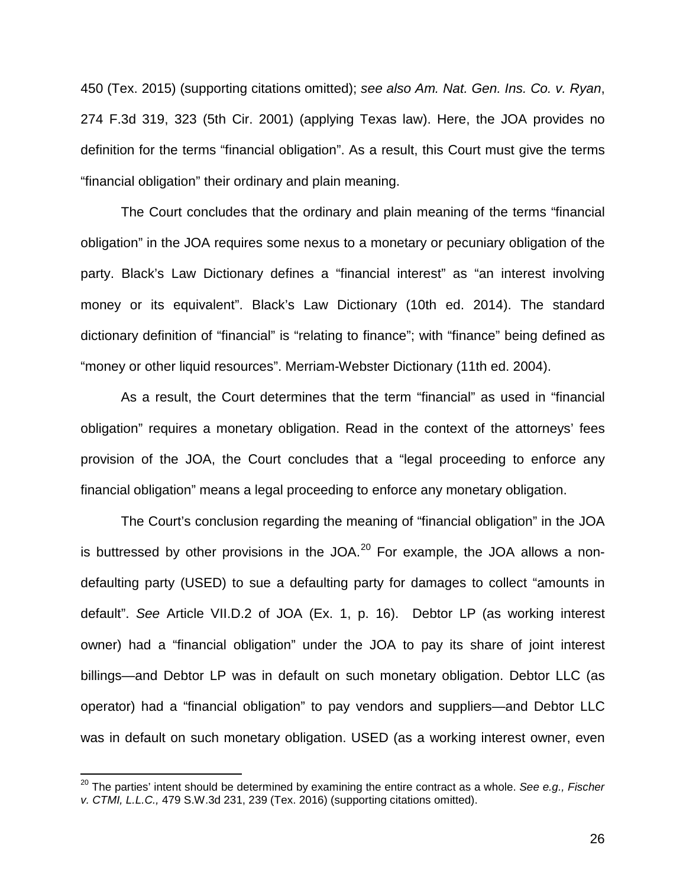450 (Tex. 2015) (supporting citations omitted); *see also Am. Nat. Gen. Ins. Co. v. Ryan*, 274 F.3d 319, 323 (5th Cir. 2001) (applying Texas law). Here, the JOA provides no definition for the terms "financial obligation". As a result, this Court must give the terms "financial obligation" their ordinary and plain meaning.

The Court concludes that the ordinary and plain meaning of the terms "financial obligation" in the JOA requires some nexus to a monetary or pecuniary obligation of the party. Black's Law Dictionary defines a "financial interest" as "an interest involving money or its equivalent". Black's Law Dictionary (10th ed. 2014). The standard dictionary definition of "financial" is "relating to finance"; with "finance" being defined as "money or other liquid resources". Merriam-Webster Dictionary (11th ed. 2004).

As a result, the Court determines that the term "financial" as used in "financial obligation" requires a monetary obligation. Read in the context of the attorneys' fees provision of the JOA, the Court concludes that a "legal proceeding to enforce any financial obligation" means a legal proceeding to enforce any monetary obligation.

The Court's conclusion regarding the meaning of "financial obligation" in the JOA is buttressed by other provisions in the JOA.[20] For example, the JOA allows a non-defaulting party (USED) to sue a defaulting party for damages to collect "amounts in default". *See* Article VII.D.2 of JOA (Ex. 1, p. 16). Debtor LP (as working interest owner) had a "financial obligation" under the JOA to pay its share of joint interest billings—and Debtor LP was in default on such monetary obligation. Debtor LLC (as operator) had a "financial obligation" to pay vendors and suppliers—and Debtor LLC was in default on such monetary obligation. USED (as a working interest owner, even

[20] The parties' intent should be determined by examining the entire contract as a whole. *See e.g., Fischer v. CTMI, L.L.C.,* 479 S.W.3d 231, 239 (Tex. 2016) (supporting citations omitted).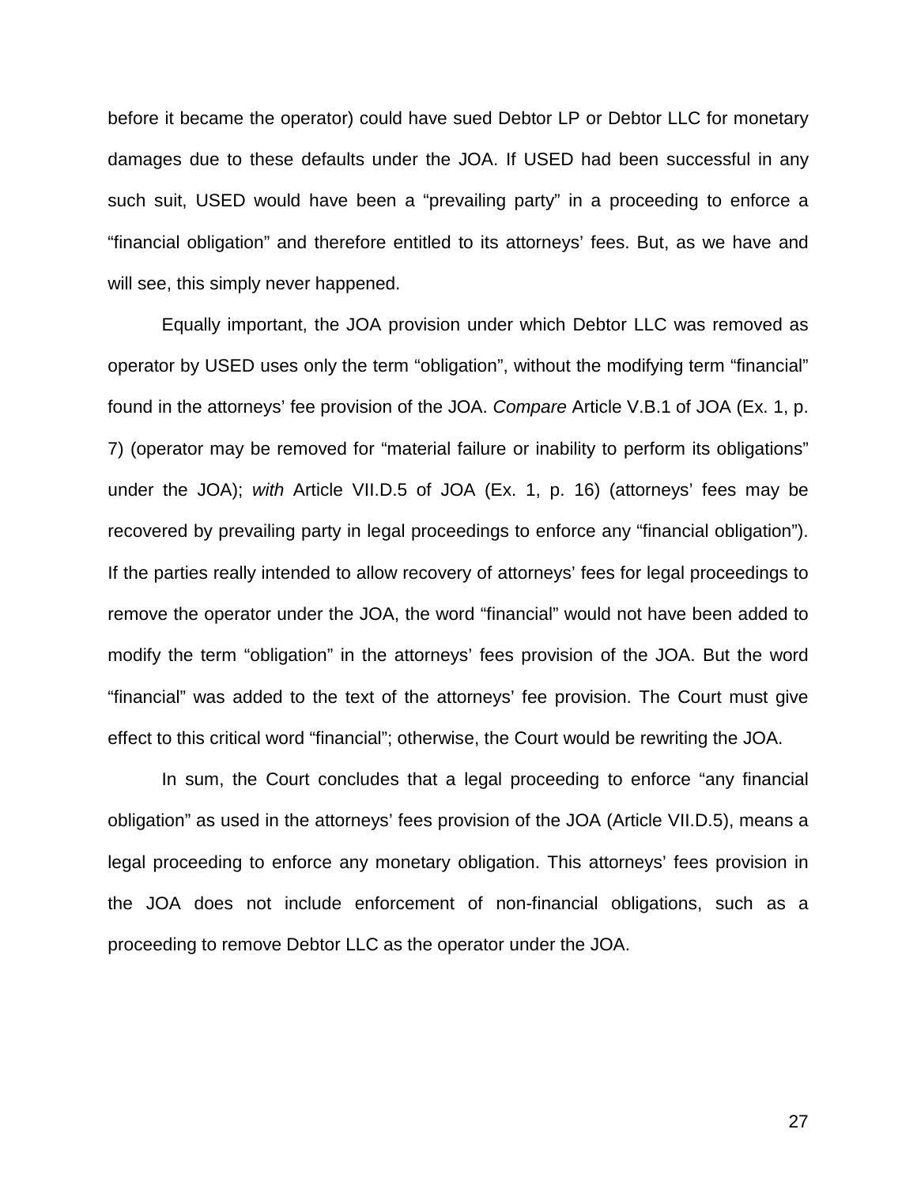before it became the operator) could have sued Debtor LP or Debtor LLC for monetary damages due to these defaults under the JOA. If USED had been successful in any such suit, USED would have been a "prevailing party" in a proceeding to enforce a "financial obligation" and therefore entitled to its attorneys' fees. But, as we have and will see, this simply never happened.

Equally important, the JOA provision under which Debtor LLC was removed as operator by USED uses only the term "obligation", without the modifying term "financial" found in the attorneys' fee provision of the JOA. *Compare* Article V.B.1 of JOA (Ex. 1, p. 7) (operator may be removed for "material failure or inability to perform its obligations" under the JOA); *with* Article VII.D.5 of JOA (Ex. 1, p. 16) (attorneys' fees may be recovered by prevailing party in legal proceedings to enforce any "financial obligation"). If the parties really intended to allow recovery of attorneys' fees for legal proceedings to remove the operator under the JOA, the word "financial" would not have been added to modify the term "obligation" in the attorneys' fees provision of the JOA. But the word "financial" was added to the text of the attorneys' fee provision. The Court must give effect to this critical word "financial"; otherwise, the Court would be rewriting the JOA.

In sum, the Court concludes that a legal proceeding to enforce "any financial obligation" as used in the attorneys' fees provision of the JOA (Article VII.D.5), means a legal proceeding to enforce any monetary obligation. This attorneys' fees provision in the JOA does not include enforcement of non-financial obligations, such as a proceeding to remove Debtor LLC as the operator under the JOA.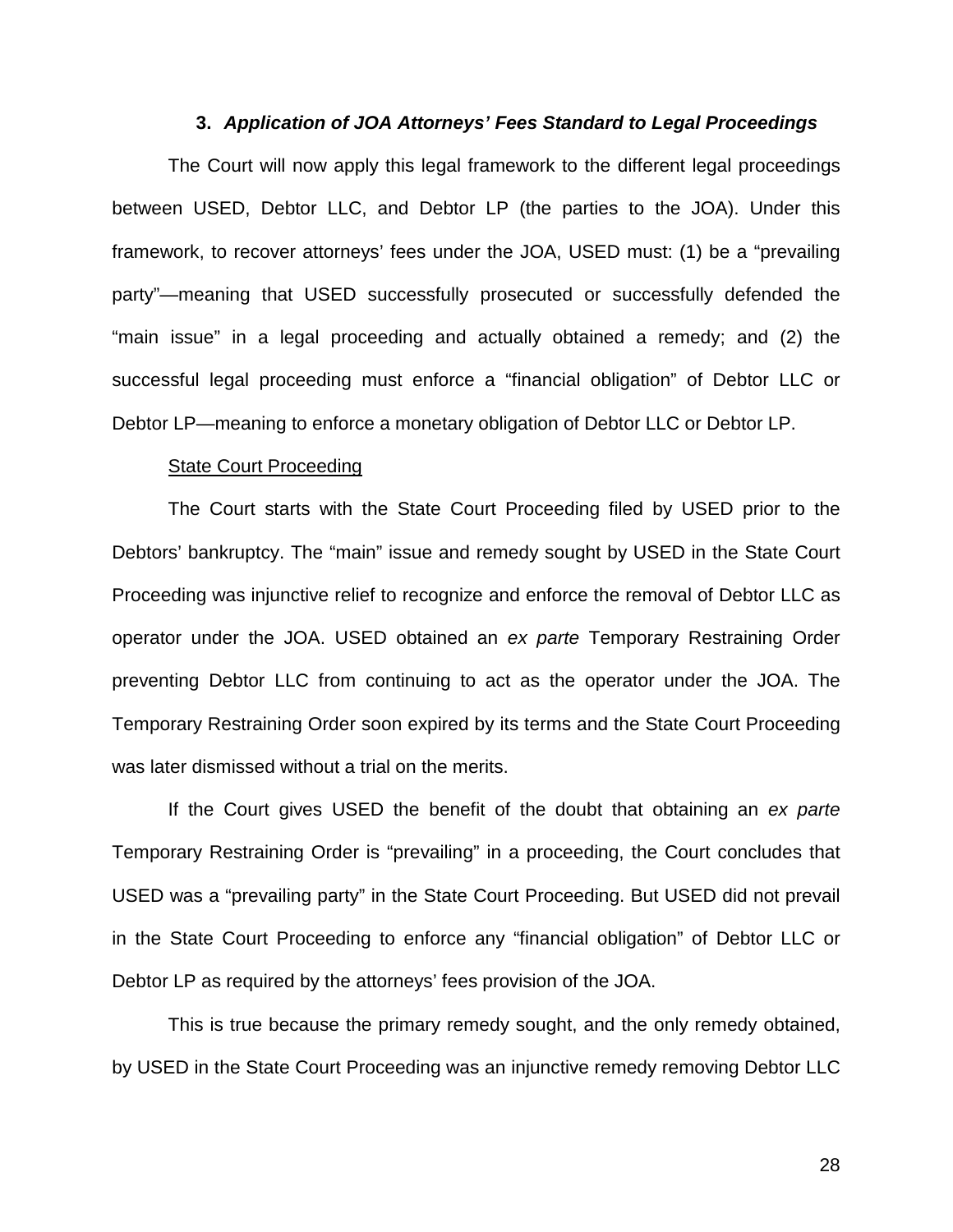### 3. ***Application of JOA Attorneys' Fees Standard to Legal Proceedings***

The Court will now apply this legal framework to the different legal proceedings between USED, Debtor LLC, and Debtor LP (the parties to the JOA). Under this framework, to recover attorneys' fees under the JOA, USED must: (1) be a "prevailing party"—meaning that USED successfully prosecuted or successfully defended the "main issue" in a legal proceeding and actually obtained a remedy; and (2) the successful legal proceeding must enforce a "financial obligation" of Debtor LLC or Debtor LP—meaning to enforce a monetary obligation of Debtor LLC or Debtor LP.

<u>State Court Proceeding</u>

The Court starts with the State Court Proceeding filed by USED prior to the Debtors' bankruptcy. The "main" issue and remedy sought by USED in the State Court Proceeding was injunctive relief to recognize and enforce the removal of Debtor LLC as operator under the JOA. USED obtained an *ex parte* Temporary Restraining Order preventing Debtor LLC from continuing to act as the operator under the JOA. The Temporary Restraining Order soon expired by its terms and the State Court Proceeding was later dismissed without a trial on the merits.

If the Court gives USED the benefit of the doubt that obtaining an *ex parte* Temporary Restraining Order is "prevailing" in a proceeding, the Court concludes that USED was a "prevailing party" in the State Court Proceeding. But USED did not prevail in the State Court Proceeding to enforce any "financial obligation" of Debtor LLC or Debtor LP as required by the attorneys' fees provision of the JOA.

This is true because the primary remedy sought, and the only remedy obtained, by USED in the State Court Proceeding was an injunctive remedy removing Debtor LLC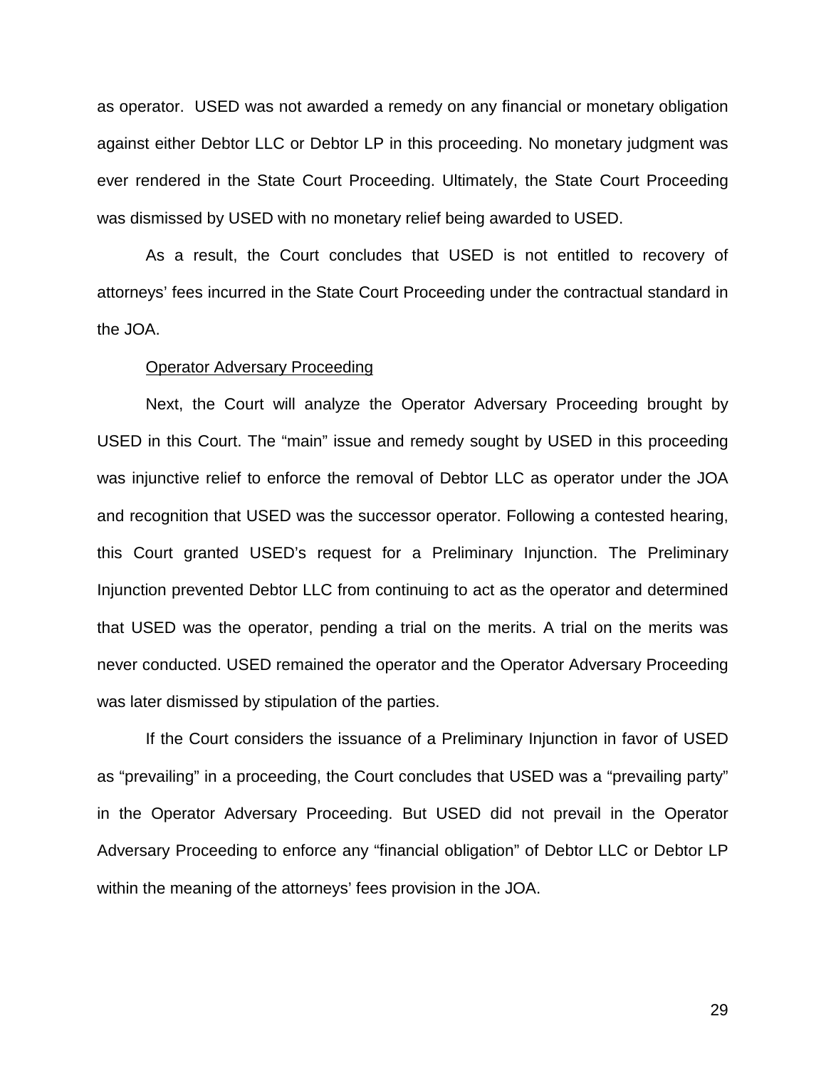as operator. USED was not awarded a remedy on any financial or monetary obligation against either Debtor LLC or Debtor LP in this proceeding. No monetary judgment was ever rendered in the State Court Proceeding. Ultimately, the State Court Proceeding was dismissed by USED with no monetary relief being awarded to USED.

As a result, the Court concludes that USED is not entitled to recovery of attorneys' fees incurred in the State Court Proceeding under the contractual standard in the JOA.

<u>Operator Adversary Proceeding</u>

Next, the Court will analyze the Operator Adversary Proceeding brought by USED in this Court. The "main" issue and remedy sought by USED in this proceeding was injunctive relief to enforce the removal of Debtor LLC as operator under the JOA and recognition that USED was the successor operator. Following a contested hearing, this Court granted USED's request for a Preliminary Injunction. The Preliminary Injunction prevented Debtor LLC from continuing to act as the operator and determined that USED was the operator, pending a trial on the merits. A trial on the merits was never conducted. USED remained the operator and the Operator Adversary Proceeding was later dismissed by stipulation of the parties.

If the Court considers the issuance of a Preliminary Injunction in favor of USED as "prevailing" in a proceeding, the Court concludes that USED was a "prevailing party" in the Operator Adversary Proceeding. But USED did not prevail in the Operator Adversary Proceeding to enforce any "financial obligation" of Debtor LLC or Debtor LP within the meaning of the attorneys' fees provision in the JOA.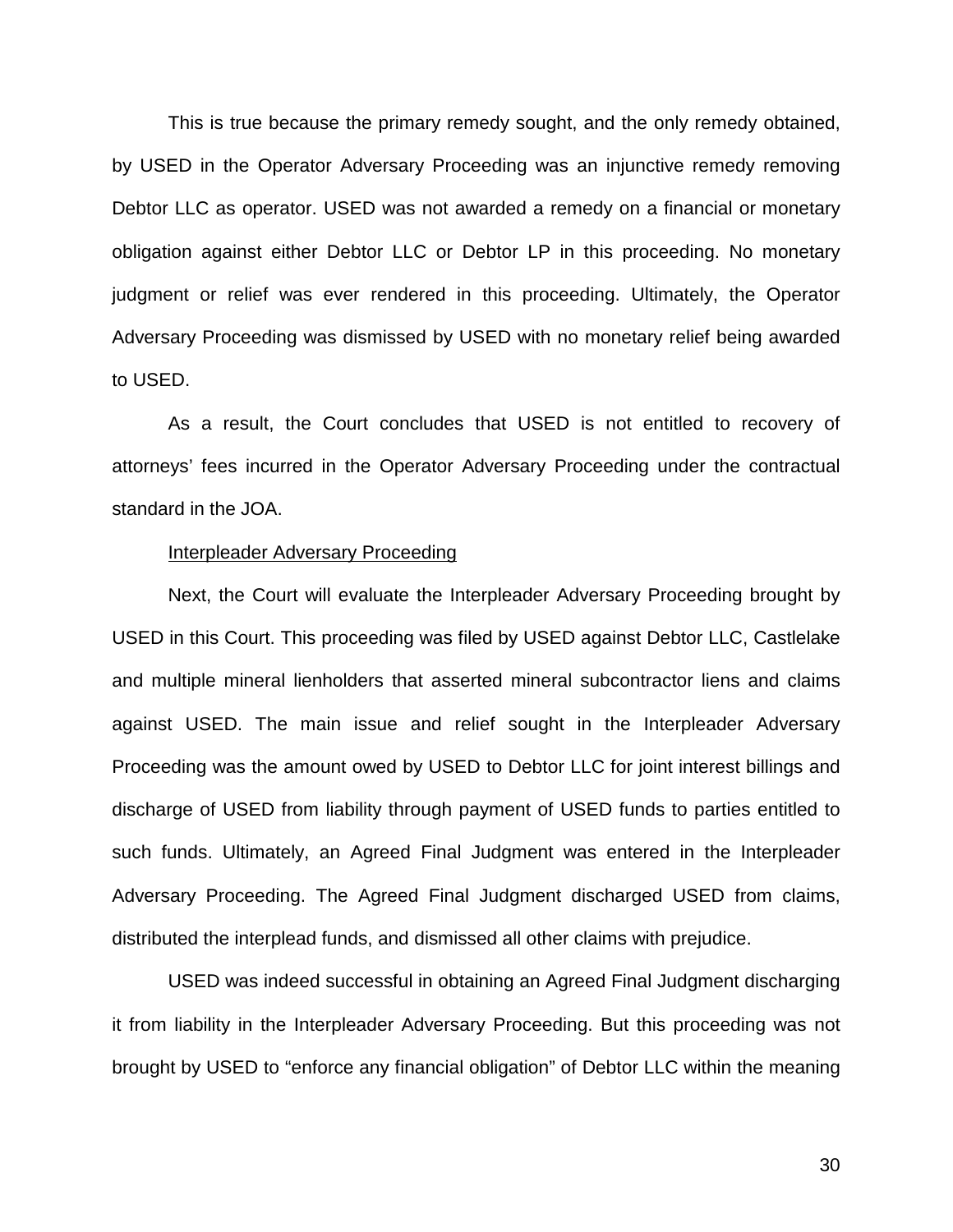This is true because the primary remedy sought, and the only remedy obtained, by USED in the Operator Adversary Proceeding was an injunctive remedy removing Debtor LLC as operator. USED was not awarded a remedy on a financial or monetary obligation against either Debtor LLC or Debtor LP in this proceeding. No monetary judgment or relief was ever rendered in this proceeding. Ultimately, the Operator Adversary Proceeding was dismissed by USED with no monetary relief being awarded to USED.

As a result, the Court concludes that USED is not entitled to recovery of attorneys' fees incurred in the Operator Adversary Proceeding under the contractual standard in the JOA.

Interpleader Adversary Proceeding

Next, the Court will evaluate the Interpleader Adversary Proceeding brought by USED in this Court. This proceeding was filed by USED against Debtor LLC, Castlelake and multiple mineral lienholders that asserted mineral subcontractor liens and claims against USED. The main issue and relief sought in the Interpleader Adversary Proceeding was the amount owed by USED to Debtor LLC for joint interest billings and discharge of USED from liability through payment of USED funds to parties entitled to such funds. Ultimately, an Agreed Final Judgment was entered in the Interpleader Adversary Proceeding. The Agreed Final Judgment discharged USED from claims, distributed the interplead funds, and dismissed all other claims with prejudice.

USED was indeed successful in obtaining an Agreed Final Judgment discharging it from liability in the Interpleader Adversary Proceeding. But this proceeding was not brought by USED to "enforce any financial obligation" of Debtor LLC within the meaning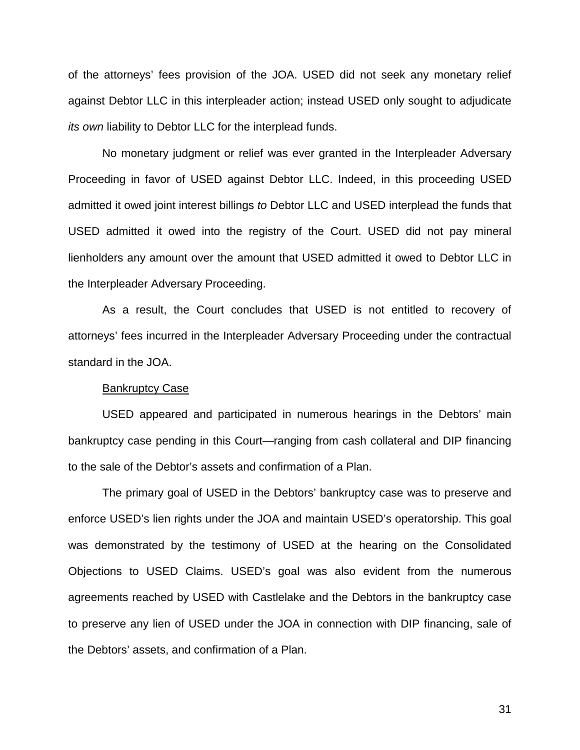of the attorneys' fees provision of the JOA. USED did not seek any monetary relief against Debtor LLC in this interpleader action; instead USED only sought to adjudicate *its own* liability to Debtor LLC for the interplead funds.

No monetary judgment or relief was ever granted in the Interpleader Adversary Proceeding in favor of USED against Debtor LLC. Indeed, in this proceeding USED admitted it owed joint interest billings *to* Debtor LLC and USED interplead the funds that USED admitted it owed into the registry of the Court. USED did not pay mineral lienholders any amount over the amount that USED admitted it owed to Debtor LLC in the Interpleader Adversary Proceeding.

As a result, the Court concludes that USED is not entitled to recovery of attorneys' fees incurred in the Interpleader Adversary Proceeding under the contractual standard in the JOA.

<u>Bankruptcy Case</u>

USED appeared and participated in numerous hearings in the Debtors' main bankruptcy case pending in this Court—ranging from cash collateral and DIP financing to the sale of the Debtor's assets and confirmation of a Plan.

The primary goal of USED in the Debtors' bankruptcy case was to preserve and enforce USED's lien rights under the JOA and maintain USED's operatorship. This goal was demonstrated by the testimony of USED at the hearing on the Consolidated Objections to USED Claims. USED's goal was also evident from the numerous agreements reached by USED with Castlelake and the Debtors in the bankruptcy case to preserve any lien of USED under the JOA in connection with DIP financing, sale of the Debtors' assets, and confirmation of a Plan.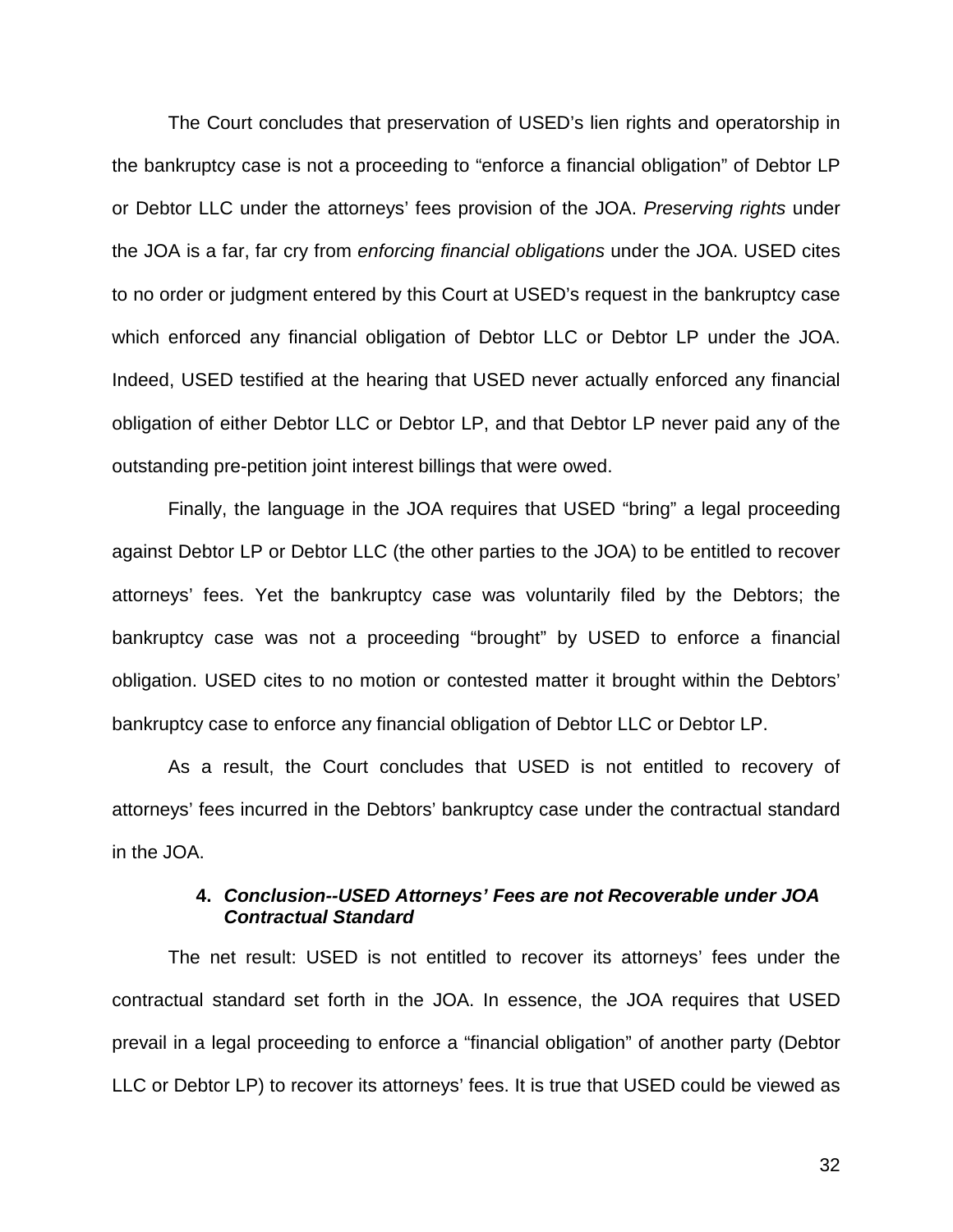The Court concludes that preservation of USED's lien rights and operatorship in the bankruptcy case is not a proceeding to "enforce a financial obligation" of Debtor LP or Debtor LLC under the attorneys' fees provision of the JOA. *Preserving rights* under the JOA is a far, far cry from *enforcing financial obligations* under the JOA. USED cites to no order or judgment entered by this Court at USED's request in the bankruptcy case which enforced any financial obligation of Debtor LLC or Debtor LP under the JOA. Indeed, USED testified at the hearing that USED never actually enforced any financial obligation of either Debtor LLC or Debtor LP, and that Debtor LP never paid any of the outstanding pre-petition joint interest billings that were owed.

Finally, the language in the JOA requires that USED "bring" a legal proceeding against Debtor LP or Debtor LLC (the other parties to the JOA) to be entitled to recover attorneys' fees. Yet the bankruptcy case was voluntarily filed by the Debtors; the bankruptcy case was not a proceeding "brought" by USED to enforce a financial obligation. USED cites to no motion or contested matter it brought within the Debtors' bankruptcy case to enforce any financial obligation of Debtor LLC or Debtor LP.

As a result, the Court concludes that USED is not entitled to recovery of attorneys' fees incurred in the Debtors' bankruptcy case under the contractual standard in the JOA.

#### 4. *Conclusion--USED Attorneys' Fees are not Recoverable under JOA Contractual Standard*

The net result: USED is not entitled to recover its attorneys' fees under the contractual standard set forth in the JOA. In essence, the JOA requires that USED prevail in a legal proceeding to enforce a "financial obligation" of another party (Debtor LLC or Debtor LP) to recover its attorneys' fees. It is true that USED could be viewed as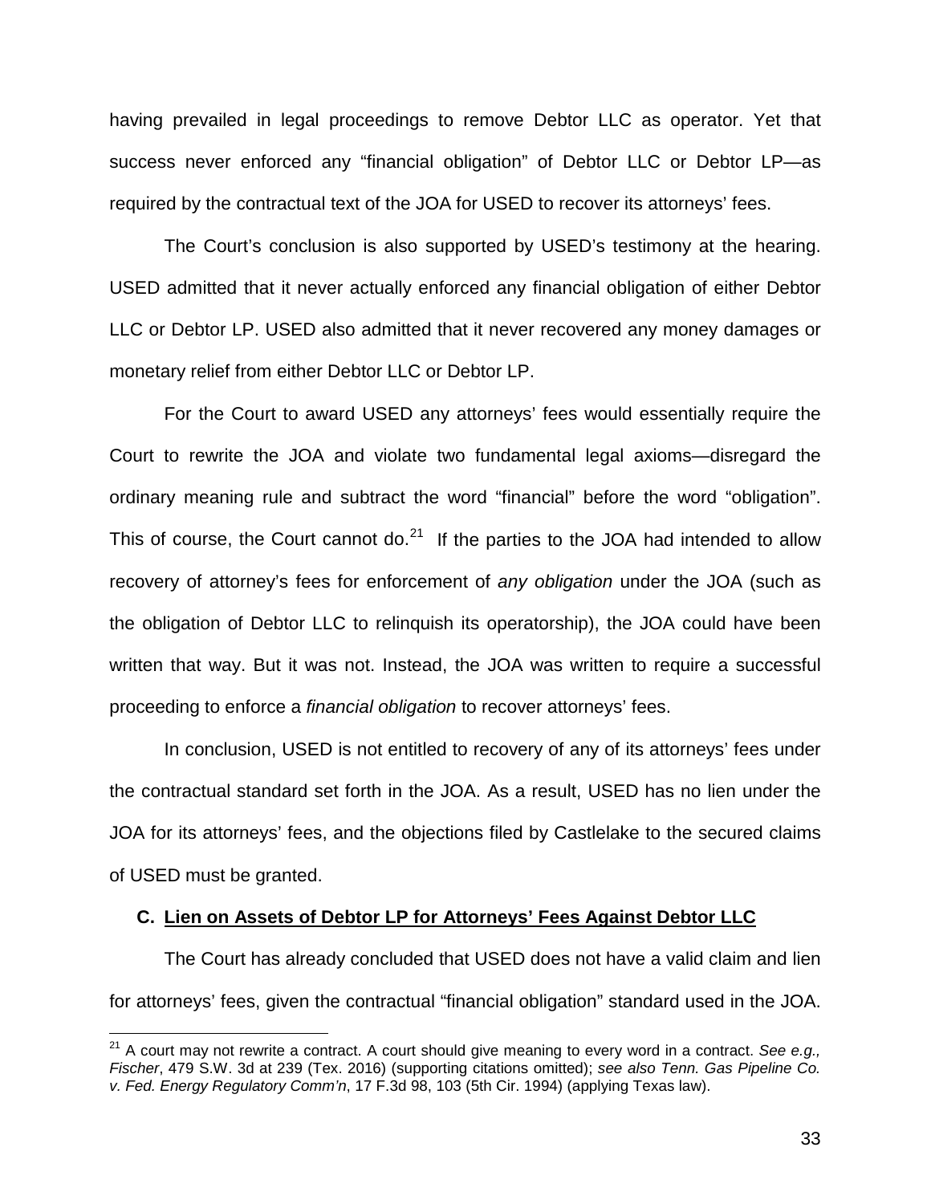having prevailed in legal proceedings to remove Debtor LLC as operator. Yet that success never enforced any "financial obligation" of Debtor LLC or Debtor LP—as required by the contractual text of the JOA for USED to recover its attorneys' fees.

The Court's conclusion is also supported by USED's testimony at the hearing. USED admitted that it never actually enforced any financial obligation of either Debtor LLC or Debtor LP. USED also admitted that it never recovered any money damages or monetary relief from either Debtor LLC or Debtor LP.

For the Court to award USED any attorneys' fees would essentially require the Court to rewrite the JOA and violate two fundamental legal axioms—disregard the ordinary meaning rule and subtract the word "financial" before the word "obligation". This of course, the Court cannot do.[21] If the parties to the JOA had intended to allow recovery of attorney's fees for enforcement of *any obligation* under the JOA (such as the obligation of Debtor LLC to relinquish its operatorship), the JOA could have been written that way. But it was not. Instead, the JOA was written to require a successful proceeding to enforce a *financial obligation* to recover attorneys' fees.

In conclusion, USED is not entitled to recovery of any of its attorneys' fees under the contractual standard set forth in the JOA. As a result, USED has no lien under the JOA for its attorneys' fees, and the objections filed by Castlelake to the secured claims of USED must be granted.

### C. Lien on Assets of Debtor LP for Attorneys' Fees Against Debtor LLC

The Court has already concluded that USED does not have a valid claim and lien for attorneys' fees, given the contractual "financial obligation" standard used in the JOA.

---

[21] A court may not rewrite a contract. A court should give meaning to every word in a contract. *See e.g., Fischer*, 479 S.W. 3d at 239 (Tex. 2016) (supporting citations omitted); *see also Tenn. Gas Pipeline Co. v. Fed. Energy Regulatory Comm'n*, 17 F.3d 98, 103 (5th Cir. 1994) (applying Texas law).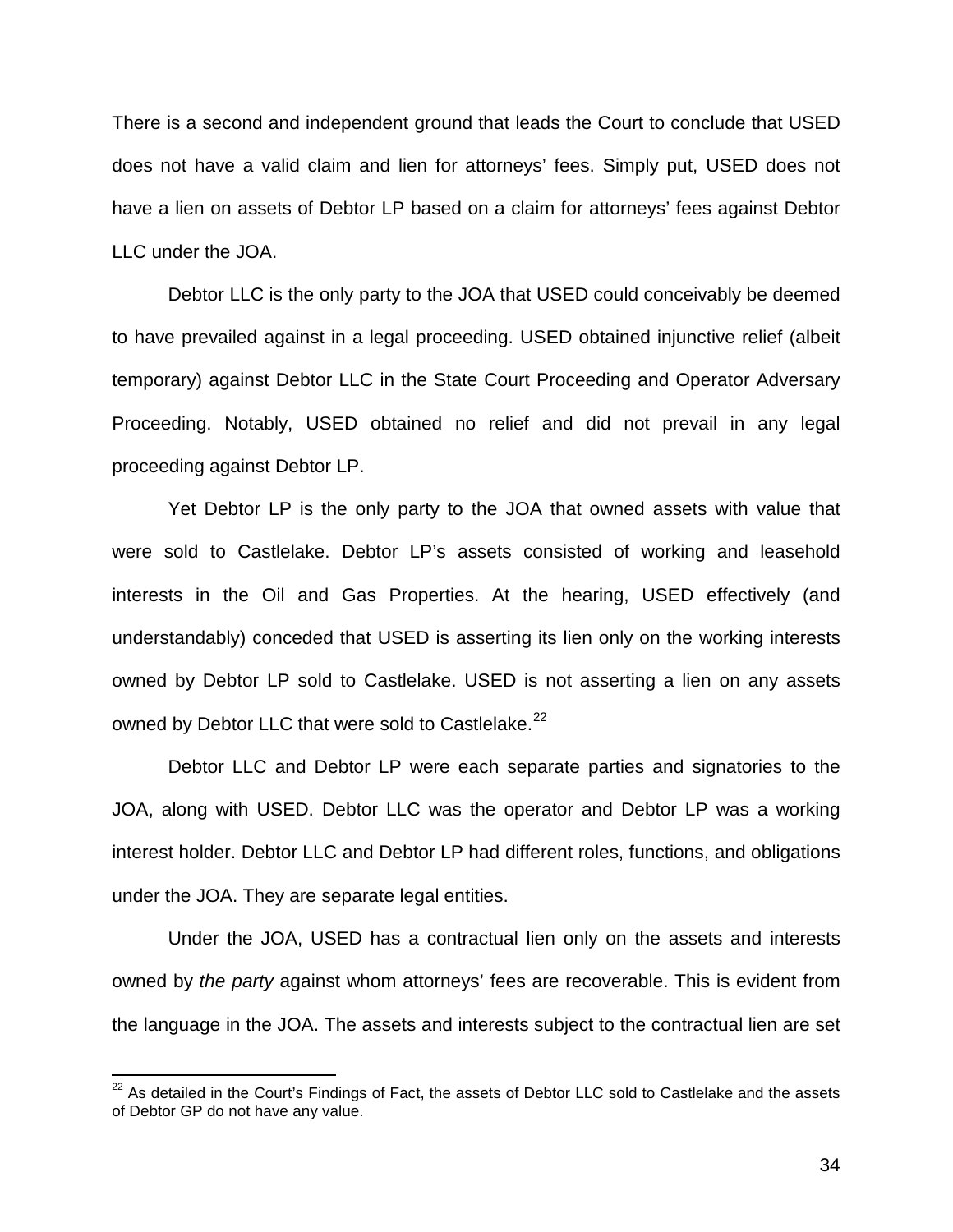There is a second and independent ground that leads the Court to conclude that USED does not have a valid claim and lien for attorneys' fees. Simply put, USED does not have a lien on assets of Debtor LP based on a claim for attorneys' fees against Debtor LLC under the JOA.

Debtor LLC is the only party to the JOA that USED could conceivably be deemed to have prevailed against in a legal proceeding. USED obtained injunctive relief (albeit temporary) against Debtor LLC in the State Court Proceeding and Operator Adversary Proceeding. Notably, USED obtained no relief and did not prevail in any legal proceeding against Debtor LP.

Yet Debtor LP is the only party to the JOA that owned assets with value that were sold to Castlelake. Debtor LP's assets consisted of working and leasehold interests in the Oil and Gas Properties. At the hearing, USED effectively (and understandably) conceded that USED is asserting its lien only on the working interests owned by Debtor LP sold to Castlelake. USED is not asserting a lien on any assets owned by Debtor LLC that were sold to Castlelake.[22]

Debtor LLC and Debtor LP were each separate parties and signatories to the JOA, along with USED. Debtor LLC was the operator and Debtor LP was a working interest holder. Debtor LLC and Debtor LP had different roles, functions, and obligations under the JOA. They are separate legal entities.

Under the JOA, USED has a contractual lien only on the assets and interests owned by *the party* against whom attorneys' fees are recoverable. This is evident from the language in the JOA. The assets and interests subject to the contractual lien are set

[22] As detailed in the Court's Findings of Fact, the assets of Debtor LLC sold to Castlelake and the assets of Debtor GP do not have any value.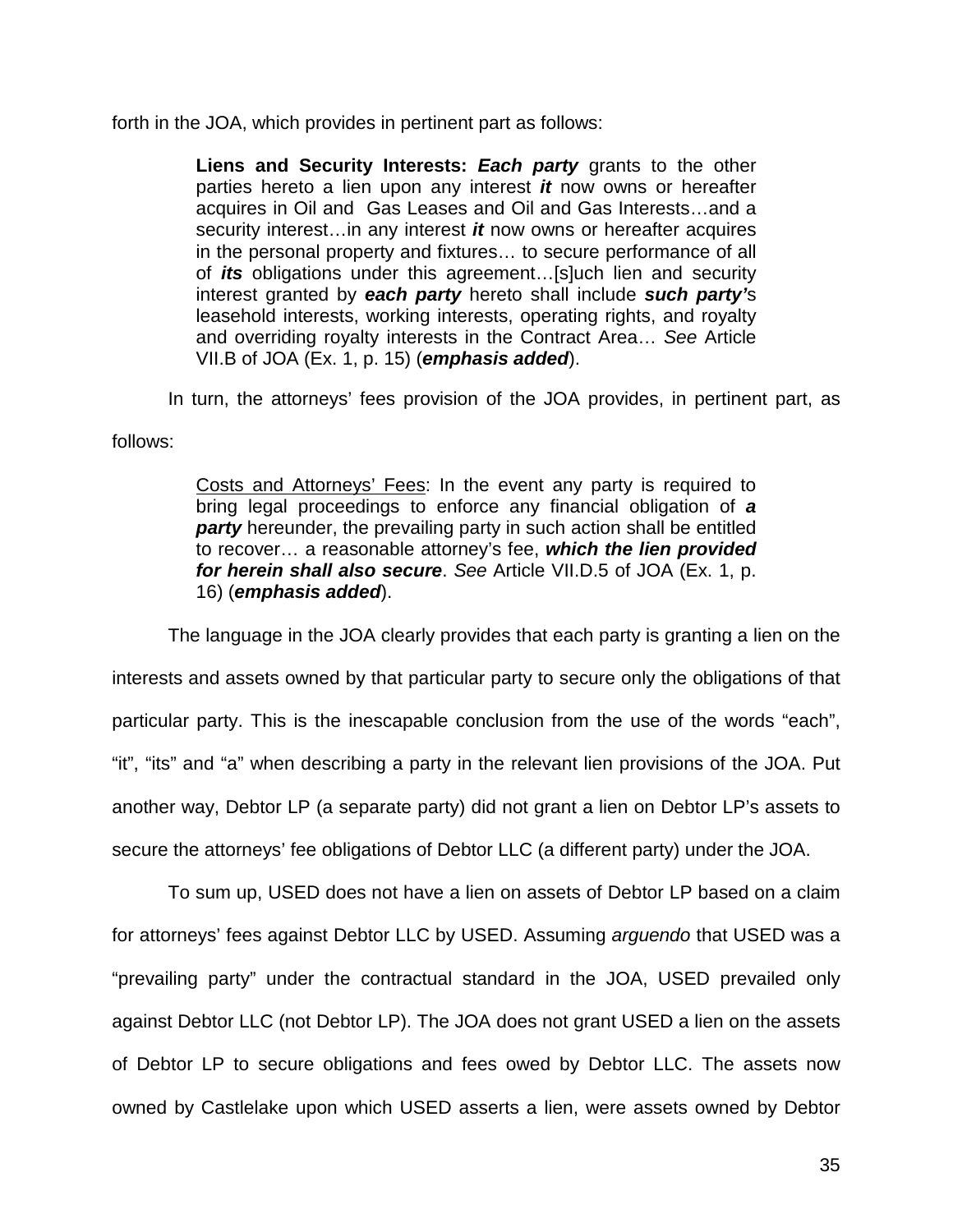forth in the JOA, which provides in pertinent part as follows:

> **Liens and Security Interests:** ***Each party*** grants to the other parties hereto a lien upon any interest ***it*** now owns or hereafter acquires in Oil and Gas Leases and Oil and Gas Interests…and a security interest…in any interest ***it*** now owns or hereafter acquires in the personal property and fixtures… to secure performance of all of ***its*** obligations under this agreement…[s]uch lien and security interest granted by ***each party*** hereto shall include ***such party'***s leasehold interests, working interests, operating rights, and royalty and overriding royalty interests in the Contract Area… *See* Article VII.B of JOA (Ex. 1, p. 15) (***emphasis added***).

In turn, the attorneys' fees provision of the JOA provides, in pertinent part, as follows:

> <u>Costs and Attorneys' Fees</u>: In the event any party is required to bring legal proceedings to enforce any financial obligation of ***a party*** hereunder, the prevailing party in such action shall be entitled to recover… a reasonable attorney's fee, ***which the lien provided for herein shall also secure***. *See* Article VII.D.5 of JOA (Ex. 1, p. 16) (***emphasis added***).

The language in the JOA clearly provides that each party is granting a lien on the interests and assets owned by that particular party to secure only the obligations of that particular party. This is the inescapable conclusion from the use of the words "each", "it", "its" and "a" when describing a party in the relevant lien provisions of the JOA. Put another way, Debtor LP (a separate party) did not grant a lien on Debtor LP's assets to secure the attorneys' fee obligations of Debtor LLC (a different party) under the JOA.

To sum up, USED does not have a lien on assets of Debtor LP based on a claim for attorneys' fees against Debtor LLC by USED. Assuming *arguendo* that USED was a "prevailing party" under the contractual standard in the JOA, USED prevailed only against Debtor LLC (not Debtor LP). The JOA does not grant USED a lien on the assets of Debtor LP to secure obligations and fees owed by Debtor LLC. The assets now owned by Castlelake upon which USED asserts a lien, were assets owned by Debtor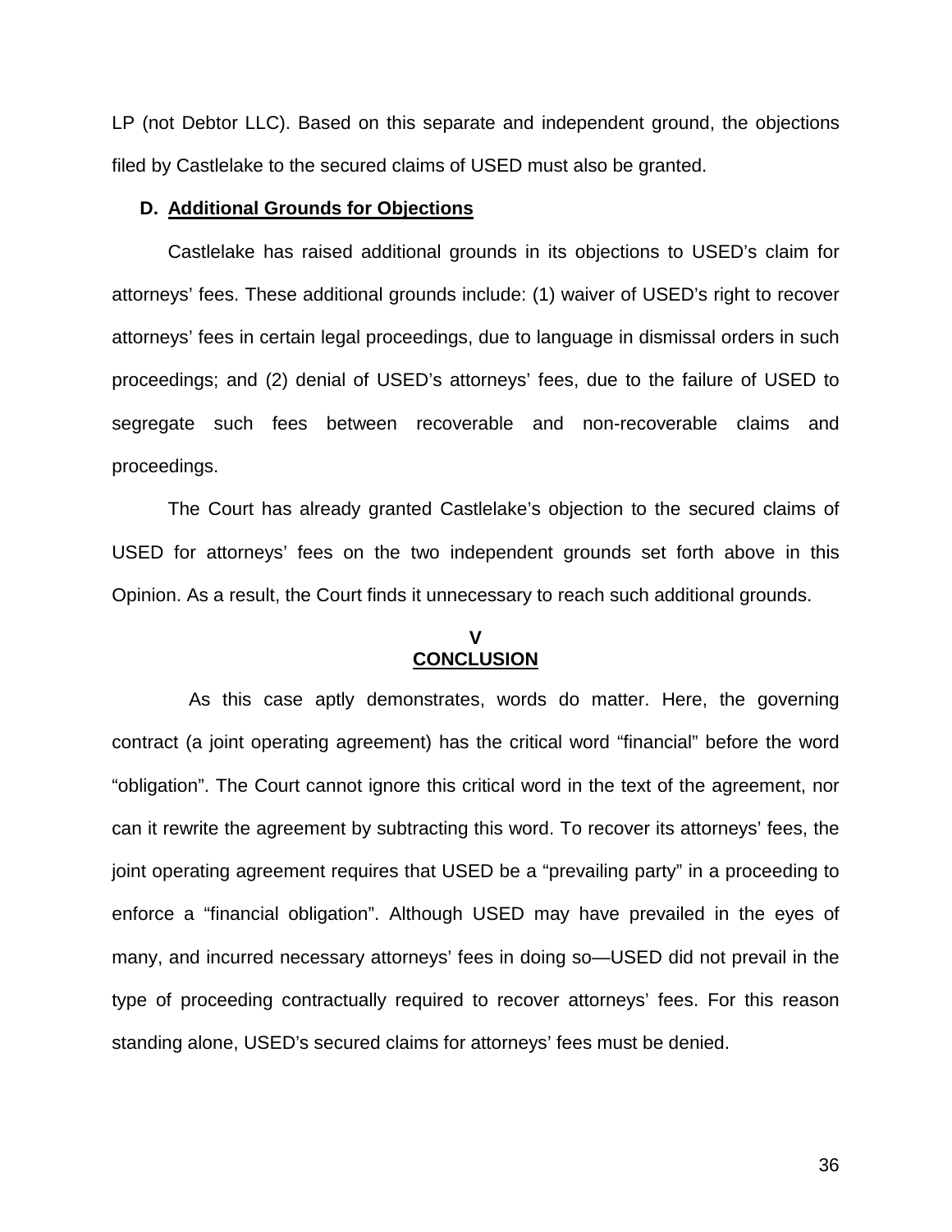LP (not Debtor LLC). Based on this separate and independent ground, the objections filed by Castlelake to the secured claims of USED must also be granted.

### D. **Additional Grounds for Objections**

Castlelake has raised additional grounds in its objections to USED's claim for attorneys' fees. These additional grounds include: (1) waiver of USED's right to recover attorneys' fees in certain legal proceedings, due to language in dismissal orders in such proceedings; and (2) denial of USED's attorneys' fees, due to the failure of USED to segregate such fees between recoverable and non-recoverable claims and proceedings.

The Court has already granted Castlelake's objection to the secured claims of USED for attorneys' fees on the two independent grounds set forth above in this Opinion. As a result, the Court finds it unnecessary to reach such additional grounds.

## V
## **CONCLUSION**

As this case aptly demonstrates, words do matter. Here, the governing contract (a joint operating agreement) has the critical word "financial" before the word "obligation". The Court cannot ignore this critical word in the text of the agreement, nor can it rewrite the agreement by subtracting this word. To recover its attorneys' fees, the joint operating agreement requires that USED be a "prevailing party" in a proceeding to enforce a "financial obligation". Although USED may have prevailed in the eyes of many, and incurred necessary attorneys' fees in doing so—USED did not prevail in the type of proceeding contractually required to recover attorneys' fees. For this reason standing alone, USED's secured claims for attorneys' fees must be denied.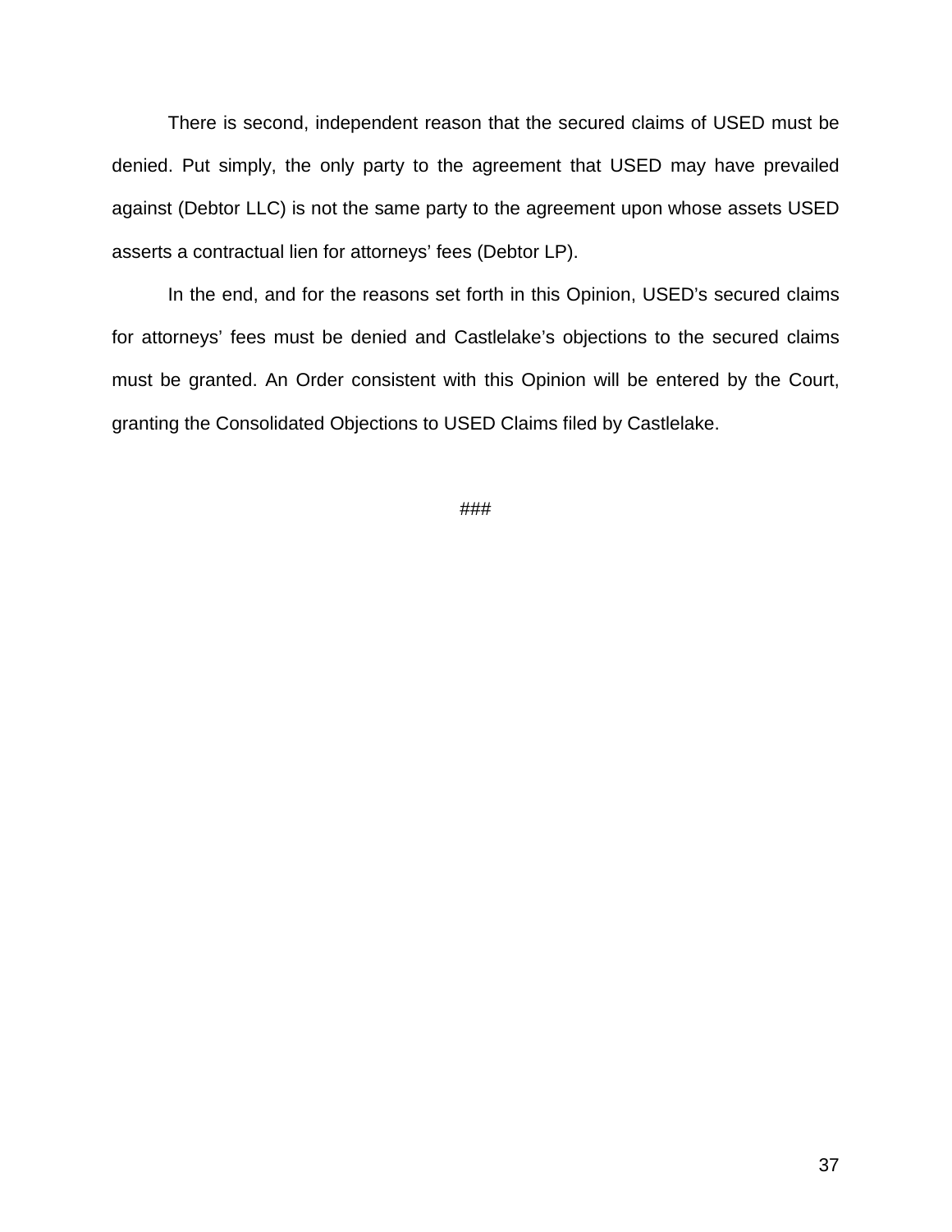There is second, independent reason that the secured claims of USED must be denied. Put simply, the only party to the agreement that USED may have prevailed against (Debtor LLC) is not the same party to the agreement upon whose assets USED asserts a contractual lien for attorneys' fees (Debtor LP).

In the end, and for the reasons set forth in this Opinion, USED's secured claims for attorneys' fees must be denied and Castlelake's objections to the secured claims must be granted. An Order consistent with this Opinion will be entered by the Court, granting the Consolidated Objections to USED Claims filed by Castlelake.

###